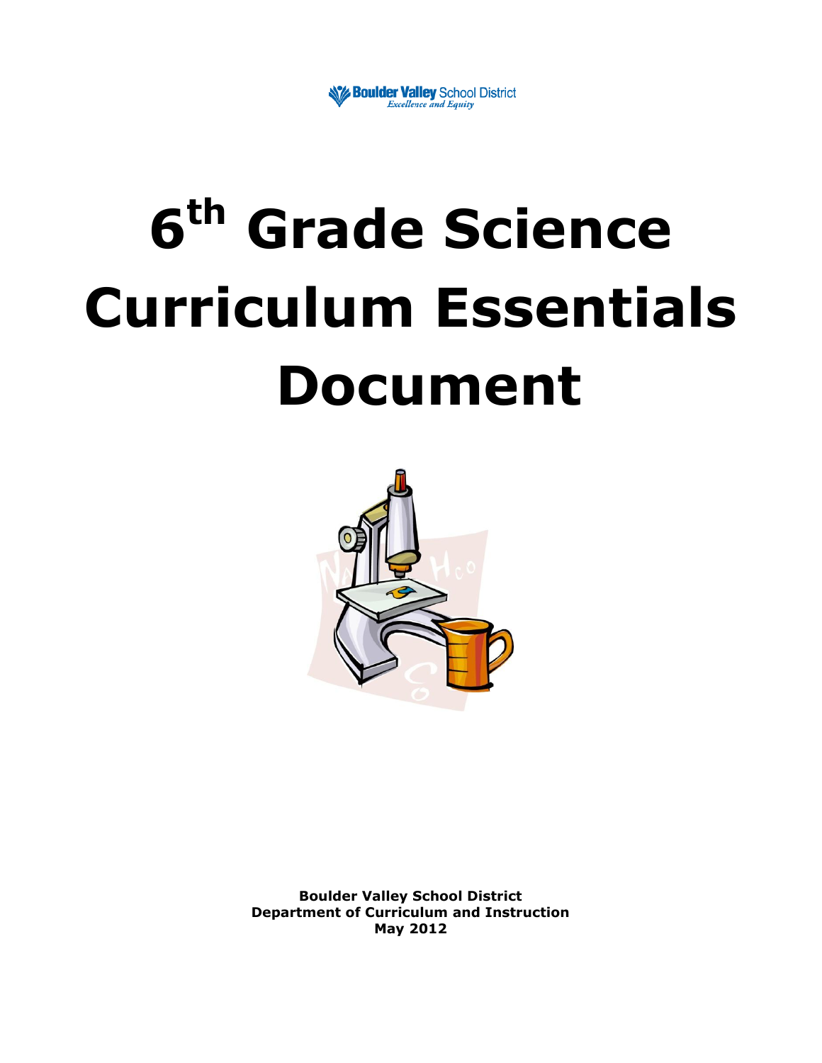Boulder Valley School District
*Excellence and Equity*

# $6^{th}$ Grade Science Curriculum Essentials Document

**Boulder Valley School District**
**Department of Curriculum and Instruction**
**May 2012**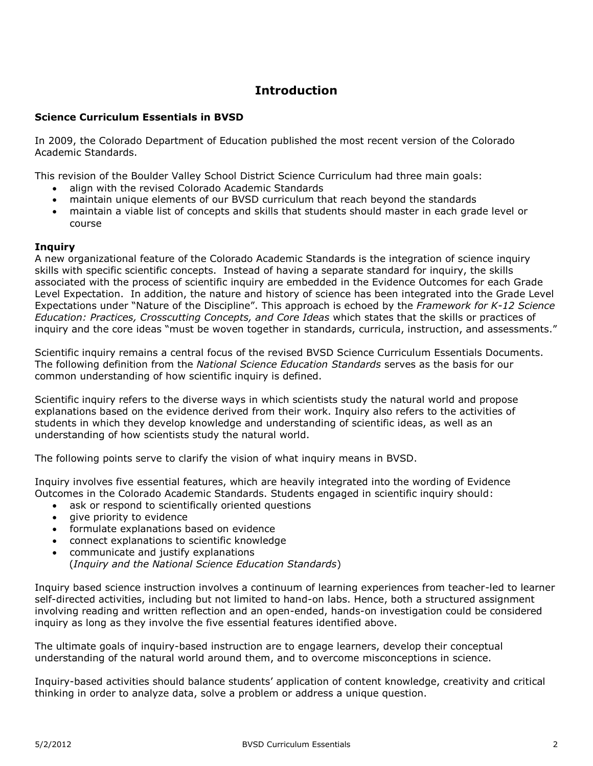# Introduction

### Science Curriculum Essentials in BVSD

In 2009, the Colorado Department of Education published the most recent version of the Colorado Academic Standards.

This revision of the Boulder Valley School District Science Curriculum had three main goals:

- align with the revised Colorado Academic Standards
- maintain unique elements of our BVSD curriculum that reach beyond the standards
- maintain a viable list of concepts and skills that students should master in each grade level or course

### Inquiry

A new organizational feature of the Colorado Academic Standards is the integration of science inquiry skills with specific scientific concepts. Instead of having a separate standard for inquiry, the skills associated with the process of scientific inquiry are embedded in the Evidence Outcomes for each Grade Level Expectation. In addition, the nature and history of science has been integrated into the Grade Level Expectations under "Nature of the Discipline". This approach is echoed by the *Framework for K-12 Science Education: Practices, Crosscutting Concepts, and Core Ideas* which states that the skills or practices of inquiry and the core ideas "must be woven together in standards, curricula, instruction, and assessments."

Scientific inquiry remains a central focus of the revised BVSD Science Curriculum Essentials Documents. The following definition from the *National Science Education Standards* serves as the basis for our common understanding of how scientific inquiry is defined.

Scientific inquiry refers to the diverse ways in which scientists study the natural world and propose explanations based on the evidence derived from their work. Inquiry also refers to the activities of students in which they develop knowledge and understanding of scientific ideas, as well as an understanding of how scientists study the natural world.

The following points serve to clarify the vision of what inquiry means in BVSD.

Inquiry involves five essential features, which are heavily integrated into the wording of Evidence Outcomes in the Colorado Academic Standards. Students engaged in scientific inquiry should:

- ask or respond to scientifically oriented questions
- give priority to evidence
- formulate explanations based on evidence
- connect explanations to scientific knowledge
- communicate and justify explanations
  (*Inquiry and the National Science Education Standards*)

Inquiry based science instruction involves a continuum of learning experiences from teacher-led to learner self-directed activities, including but not limited to hand-on labs. Hence, both a structured assignment involving reading and written reflection and an open-ended, hands-on investigation could be considered inquiry as long as they involve the five essential features identified above.

The ultimate goals of inquiry-based instruction are to engage learners, develop their conceptual understanding of the natural world around them, and to overcome misconceptions in science.

Inquiry-based activities should balance students' application of content knowledge, creativity and critical thinking in order to analyze data, solve a problem or address a unique question.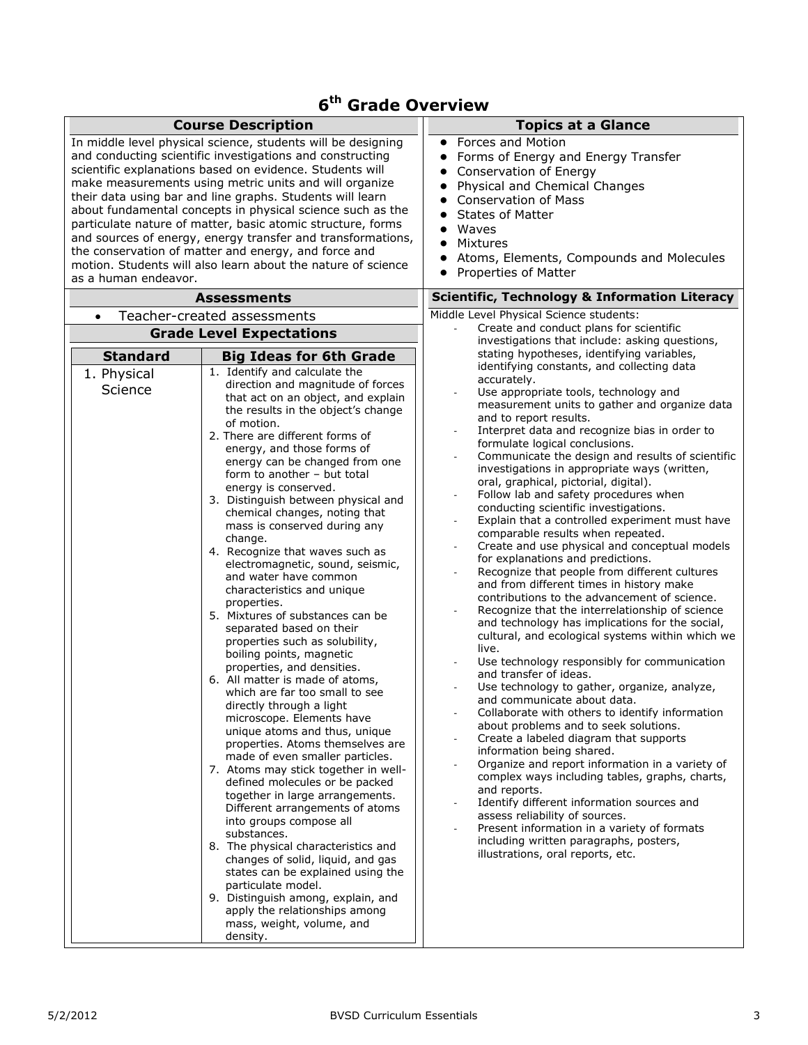# 6th Grade Overview

## Course Description

In middle level physical science, students will be designing and conducting scientific investigations and constructing scientific explanations based on evidence. Students will make measurements using metric units and will organize their data using bar and line graphs. Students will learn about fundamental concepts in physical science such as the particulate nature of matter, basic atomic structure, forms and sources of energy, energy transfer and transformations, the conservation of matter and energy, and force and motion. Students will also learn about the nature of science as a human endeavor.

## Topics at a Glance

- Forces and Motion
- Forms of Energy and Energy Transfer
- Conservation of Energy
- Physical and Chemical Changes
- Conservation of Mass
- States of Matter
- Waves
- Mixtures
- Atoms, Elements, Compounds and Molecules
- Properties of Matter

## Assessments

- Teacher-created assessments

## Grade Level Expectations

| Standard | Big Ideas for 6th Grade |
|---|---|
| 1. Physical Science | 1. Identify and calculate the direction and magnitude of forces that act on an object, and explain the results in the object's change of motion.<br>2. There are different forms of energy, and those forms of energy can be changed from one form to another – but total energy is conserved.<br>3. Distinguish between physical and chemical changes, noting that mass is conserved during any change.<br>4. Recognize that waves such as electromagnetic, sound, seismic, and water have common characteristics and unique properties.<br>5. Mixtures of substances can be separated based on their properties such as solubility, boiling points, magnetic properties, and densities.<br>6. All matter is made of atoms, which are far too small to see directly through a light microscope. Elements have unique atoms and thus, unique properties. Atoms themselves are made of even smaller particles.<br>7. Atoms may stick together in well-defined molecules or be packed together in large arrangements. Different arrangements of atoms into groups compose all substances.<br>8. The physical characteristics and changes of solid, liquid, and gas states can be explained using the particulate model.<br>9. Distinguish among, explain, and apply the relationships among mass, weight, volume, and density. |

## Scientific, Technology & Information Literacy

Middle Level Physical Science students:

- Create and conduct plans for scientific investigations that include: asking questions, stating hypotheses, identifying variables, identifying constants, and collecting data accurately.
- Use appropriate tools, technology and measurement units to gather and organize data and to report results.
- Interpret data and recognize bias in order to formulate logical conclusions.
- Communicate the design and results of scientific investigations in appropriate ways (written, oral, graphical, pictorial, digital).
- Follow lab and safety procedures when conducting scientific investigations.
- Explain that a controlled experiment must have comparable results when repeated.
- Create and use physical and conceptual models for explanations and predictions.
- Recognize that people from different cultures and from different times in history make contributions to the advancement of science.
- Recognize that the interrelationship of science and technology has implications for the social, cultural, and ecological systems within which we live.
- Use technology responsibly for communication and transfer of ideas.
- Use technology to gather, organize, analyze, and communicate about data.
- Collaborate with others to identify information about problems and to seek solutions.
- Create a labeled diagram that supports information being shared.
- Organize and report information in a variety of complex ways including tables, graphs, charts, and reports.
- Identify different information sources and assess reliability of sources.
- Present information in a variety of formats including written paragraphs, posters, illustrations, oral reports, etc.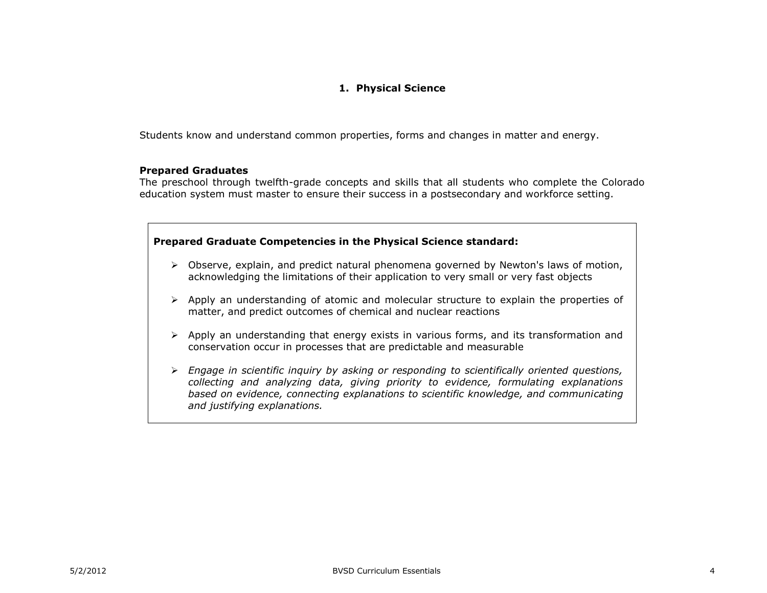# 1. Physical Science

Students know and understand common properties, forms and changes in matter and energy.

**Prepared Graduates**
The preschool through twelfth-grade concepts and skills that all students who complete the Colorado education system must master to ensure their success in a postsecondary and workforce setting.

**Prepared Graduate Competencies in the Physical Science standard:**

- Observe, explain, and predict natural phenomena governed by Newton's laws of motion, acknowledging the limitations of their application to very small or very fast objects
- Apply an understanding of atomic and molecular structure to explain the properties of matter, and predict outcomes of chemical and nuclear reactions
- Apply an understanding that energy exists in various forms, and its transformation and conservation occur in processes that are predictable and measurable
- *Engage in scientific inquiry by asking or responding to scientifically oriented questions, collecting and analyzing data, giving priority to evidence, formulating explanations based on evidence, connecting explanations to scientific knowledge, and communicating and justifying explanations.*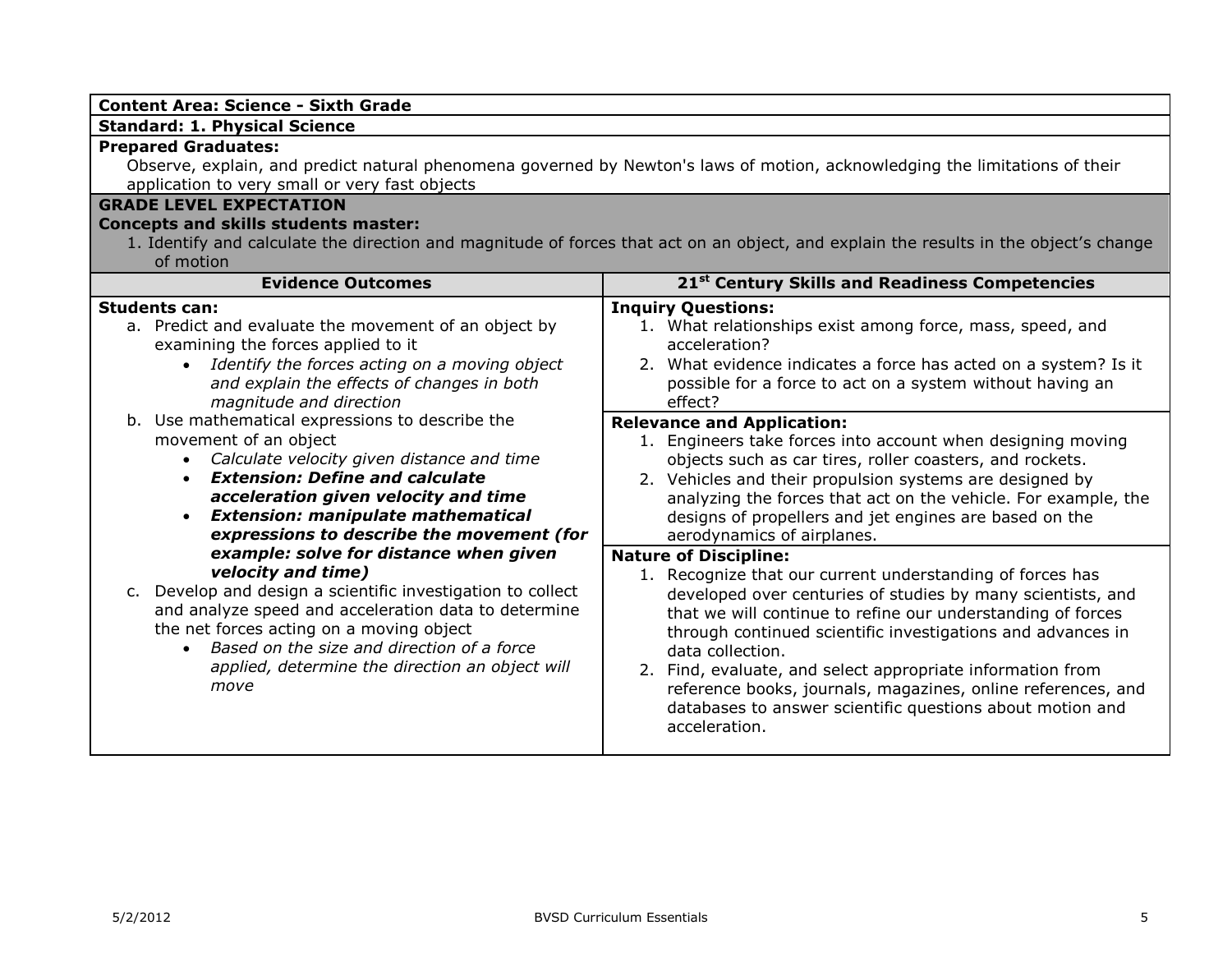**Content Area: Science - Sixth Grade**

**Standard: 1. Physical Science**

**Prepared Graduates:**

Observe, explain, and predict natural phenomena governed by Newton's laws of motion, acknowledging the limitations of their application to very small or very fast objects

**GRADE LEVEL EXPECTATION**

**Concepts and skills students master:**

1. Identify and calculate the direction and magnitude of forces that act on an object, and explain the results in the object's change of motion

| Evidence Outcomes | 21st Century Skills and Readiness Competencies |
|---|---|
| **Students can:**<br>a. Predict and evaluate the movement of an object by examining the forces applied to it<br>• *Identify the forces acting on a moving object and explain the effects of changes in both magnitude and direction*<br>b. Use mathematical expressions to describe the movement of an object<br>• *Calculate velocity given distance and time*<br>• ***Extension: Define and calculate acceleration given velocity and time***<br>• ***Extension: manipulate mathematical expressions to describe the movement (for example: solve for distance when given velocity and time)***<br>c. Develop and design a scientific investigation to collect and analyze speed and acceleration data to determine the net forces acting on a moving object<br>• *Based on the size and direction of a force applied, determine the direction an object will move* | **Inquiry Questions:**<br>1. What relationships exist among force, mass, speed, and acceleration?<br>2. What evidence indicates a force has acted on a system? Is it possible for a force to act on a system without having an effect?<br>**Relevance and Application:**<br>1. Engineers take forces into account when designing moving objects such as car tires, roller coasters, and rockets.<br>2. Vehicles and their propulsion systems are designed by analyzing the forces that act on the vehicle. For example, the designs of propellers and jet engines are based on the aerodynamics of airplanes.<br>**Nature of Discipline:**<br>1. Recognize that our current understanding of forces has developed over centuries of studies by many scientists, and that we will continue to refine our understanding of forces through continued scientific investigations and advances in data collection.<br>2. Find, evaluate, and select appropriate information from reference books, journals, magazines, online references, and databases to answer scientific questions about motion and acceleration. |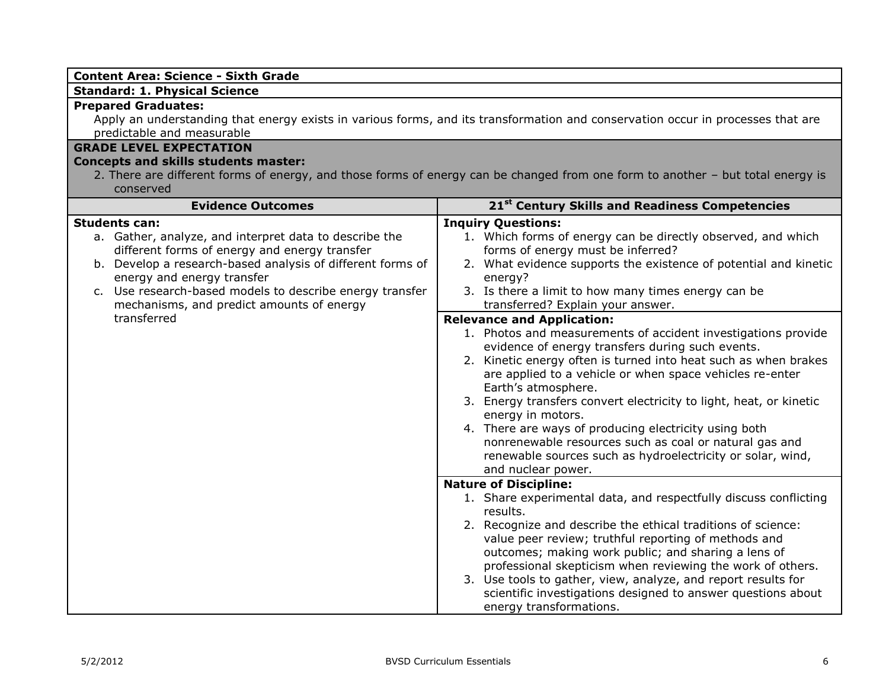**Content Area: Science - Sixth Grade**

**Standard: 1. Physical Science**

**Prepared Graduates:**

Apply an understanding that energy exists in various forms, and its transformation and conservation occur in processes that are predictable and measurable

**GRADE LEVEL EXPECTATION**

**Concepts and skills students master:**

2. There are different forms of energy, and those forms of energy can be changed from one form to another – but total energy is conserved

| Evidence Outcomes | 21st Century Skills and Readiness Competencies |
|---|---|
| **Students can:**<br>a. Gather, analyze, and interpret data to describe the different forms of energy and energy transfer<br>b. Develop a research-based analysis of different forms of energy and energy transfer<br>c. Use research-based models to describe energy transfer mechanisms, and predict amounts of energy transferred | **Inquiry Questions:**<br>1. Which forms of energy can be directly observed, and which forms of energy must be inferred?<br>2. What evidence supports the existence of potential and kinetic energy?<br>3. Is there a limit to how many times energy can be transferred? Explain your answer. |
| | **Relevance and Application:**<br>1. Photos and measurements of accident investigations provide evidence of energy transfers during such events.<br>2. Kinetic energy often is turned into heat such as when brakes are applied to a vehicle or when space vehicles re-enter Earth's atmosphere.<br>3. Energy transfers convert electricity to light, heat, or kinetic energy in motors.<br>4. There are ways of producing electricity using both nonrenewable resources such as coal or natural gas and renewable sources such as hydroelectricity or solar, wind, and nuclear power. |
| | **Nature of Discipline:**<br>1. Share experimental data, and respectfully discuss conflicting results.<br>2. Recognize and describe the ethical traditions of science: value peer review; truthful reporting of methods and outcomes; making work public; and sharing a lens of professional skepticism when reviewing the work of others.<br>3. Use tools to gather, view, analyze, and report results for scientific investigations designed to answer questions about energy transformations. |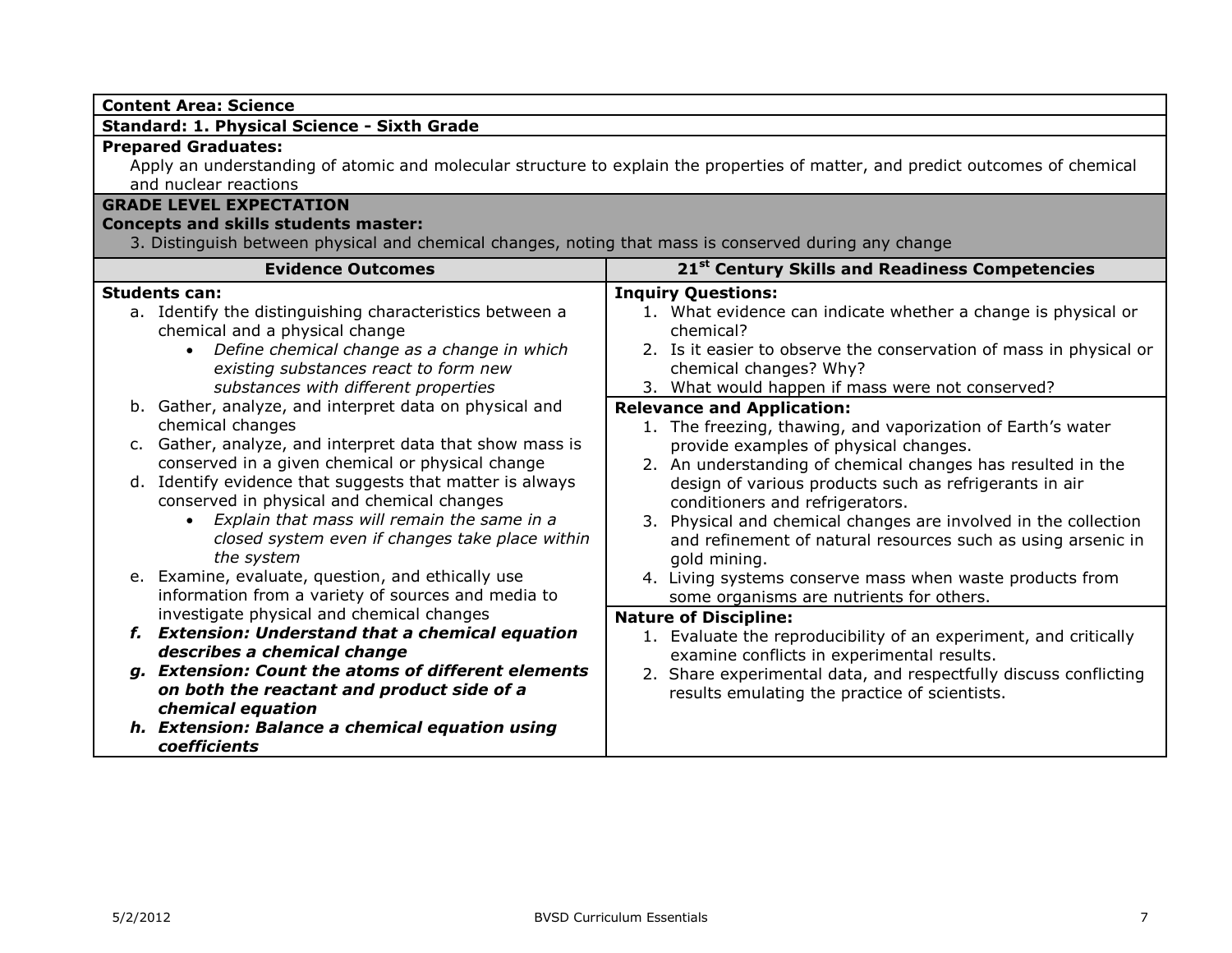**Content Area: Science**

**Standard: 1. Physical Science - Sixth Grade**

**Prepared Graduates:**

Apply an understanding of atomic and molecular structure to explain the properties of matter, and predict outcomes of chemical and nuclear reactions

**GRADE LEVEL EXPECTATION**

**Concepts and skills students master:**

3. Distinguish between physical and chemical changes, noting that mass is conserved during any change

| Evidence Outcomes | 21st Century Skills and Readiness Competencies |
|---|---|
| **Students can:**<br>a. Identify the distinguishing characteristics between a chemical and a physical change<br>• *Define chemical change as a change in which existing substances react to form new substances with different properties*<br>b. Gather, analyze, and interpret data on physical and chemical changes<br>c. Gather, analyze, and interpret data that show mass is conserved in a given chemical or physical change<br>d. Identify evidence that suggests that matter is always conserved in physical and chemical changes<br>• *Explain that mass will remain the same in a closed system even if changes take place within the system*<br>e. Examine, evaluate, question, and ethically use information from a variety of sources and media to investigate physical and chemical changes<br>***f. Extension: Understand that a chemical equation describes a chemical change***<br>***g. Extension: Count the atoms of different elements on both the reactant and product side of a chemical equation***<br>***h. Extension: Balance a chemical equation using coefficients*** | **Inquiry Questions:**<br>1. What evidence can indicate whether a change is physical or chemical?<br>2. Is it easier to observe the conservation of mass in physical or chemical changes? Why?<br>3. What would happen if mass were not conserved?<br><br>**Relevance and Application:**<br>1. The freezing, thawing, and vaporization of Earth's water provide examples of physical changes.<br>2. An understanding of chemical changes has resulted in the design of various products such as refrigerants in air conditioners and refrigerators.<br>3. Physical and chemical changes are involved in the collection and refinement of natural resources such as using arsenic in gold mining.<br>4. Living systems conserve mass when waste products from some organisms are nutrients for others.<br><br>**Nature of Discipline:**<br>1. Evaluate the reproducibility of an experiment, and critically examine conflicts in experimental results.<br>2. Share experimental data, and respectfully discuss conflicting results emulating the practice of scientists. |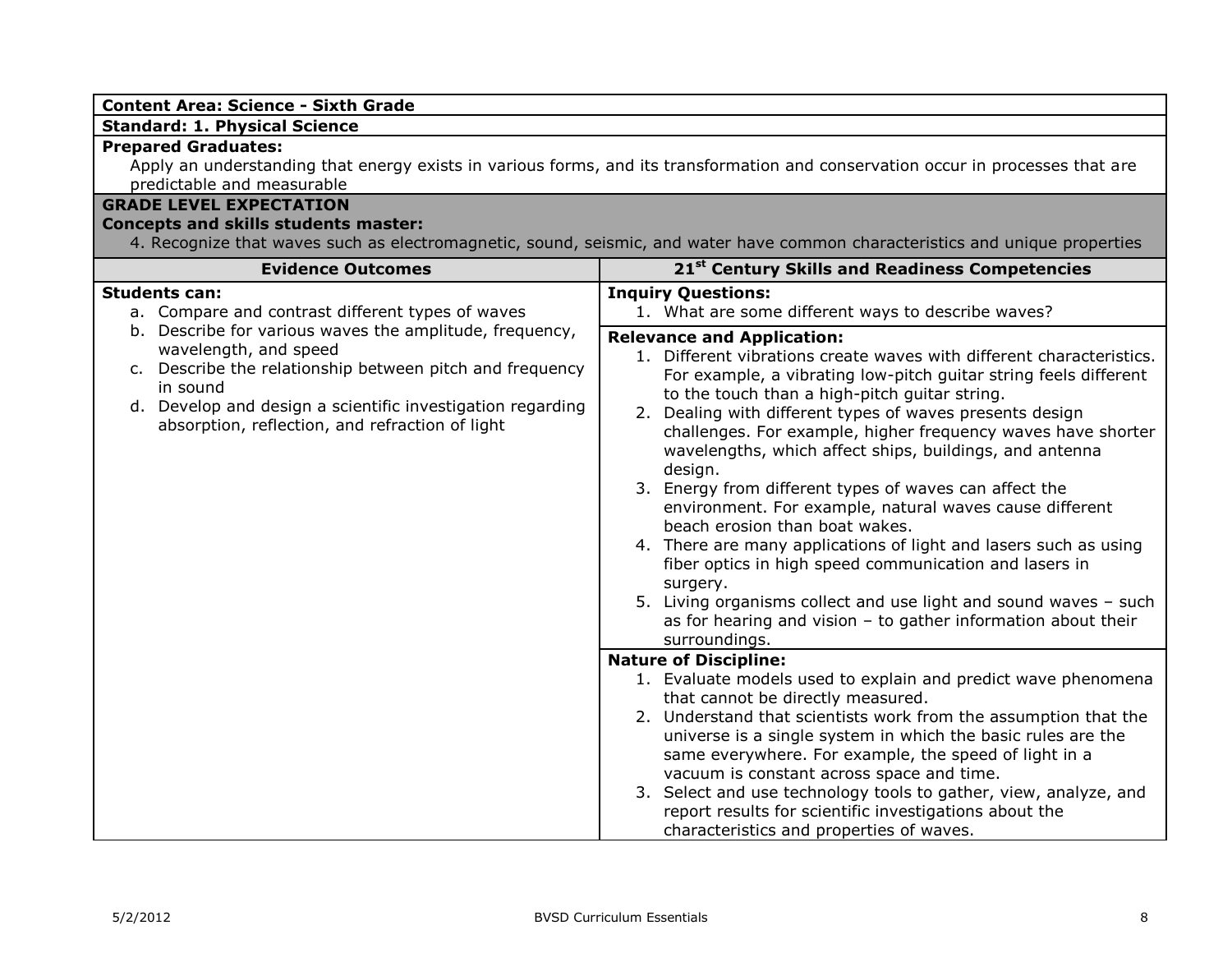**Content Area: Science - Sixth Grade**

**Standard: 1. Physical Science**

**Prepared Graduates:**

Apply an understanding that energy exists in various forms, and its transformation and conservation occur in processes that are predictable and measurable

**GRADE LEVEL EXPECTATION**

**Concepts and skills students master:**

4. Recognize that waves such as electromagnetic, sound, seismic, and water have common characteristics and unique properties

| Evidence Outcomes | 21st Century Skills and Readiness Competencies |
|---|---|
| **Students can:**<br>a. Compare and contrast different types of waves<br>b. Describe for various waves the amplitude, frequency, wavelength, and speed<br>c. Describe the relationship between pitch and frequency in sound<br>d. Develop and design a scientific investigation regarding absorption, reflection, and refraction of light | **Inquiry Questions:**<br>1. What are some different ways to describe waves?<br><br>**Relevance and Application:**<br>1. Different vibrations create waves with different characteristics. For example, a vibrating low-pitch guitar string feels different to the touch than a high-pitch guitar string.<br>2. Dealing with different types of waves presents design challenges. For example, higher frequency waves have shorter wavelengths, which affect ships, buildings, and antenna design.<br>3. Energy from different types of waves can affect the environment. For example, natural waves cause different beach erosion than boat wakes.<br>4. There are many applications of light and lasers such as using fiber optics in high speed communication and lasers in surgery.<br>5. Living organisms collect and use light and sound waves – such as for hearing and vision – to gather information about their surroundings.<br><br>**Nature of Discipline:**<br>1. Evaluate models used to explain and predict wave phenomena that cannot be directly measured.<br>2. Understand that scientists work from the assumption that the universe is a single system in which the basic rules are the same everywhere. For example, the speed of light in a vacuum is constant across space and time.<br>3. Select and use technology tools to gather, view, analyze, and report results for scientific investigations about the characteristics and properties of waves. |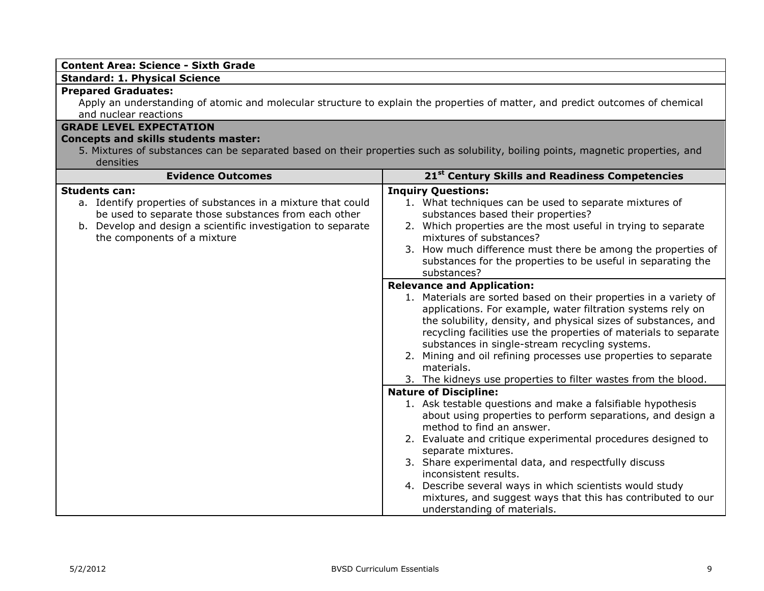**Content Area: Science - Sixth Grade**

**Standard: 1. Physical Science**

**Prepared Graduates:**

Apply an understanding of atomic and molecular structure to explain the properties of matter, and predict outcomes of chemical and nuclear reactions

**GRADE LEVEL EXPECTATION**

**Concepts and skills students master:**

5. Mixtures of substances can be separated based on their properties such as solubility, boiling points, magnetic properties, and densities

| Evidence Outcomes | 21st Century Skills and Readiness Competencies |
|---|---|
| **Students can:**<br>a. Identify properties of substances in a mixture that could be used to separate those substances from each other<br>b. Develop and design a scientific investigation to separate the components of a mixture | **Inquiry Questions:**<br>1. What techniques can be used to separate mixtures of substances based their properties?<br>2. Which properties are the most useful in trying to separate mixtures of substances?<br>3. How much difference must there be among the properties of substances for the properties to be useful in separating the substances? |
| | **Relevance and Application:**<br>1. Materials are sorted based on their properties in a variety of applications. For example, water filtration systems rely on the solubility, density, and physical sizes of substances, and recycling facilities use the properties of materials to separate substances in single-stream recycling systems.<br>2. Mining and oil refining processes use properties to separate materials.<br>3. The kidneys use properties to filter wastes from the blood. |
| | **Nature of Discipline:**<br>1. Ask testable questions and make a falsifiable hypothesis about using properties to perform separations, and design a method to find an answer.<br>2. Evaluate and critique experimental procedures designed to separate mixtures.<br>3. Share experimental data, and respectfully discuss inconsistent results.<br>4. Describe several ways in which scientists would study mixtures, and suggest ways that this has contributed to our understanding of materials. |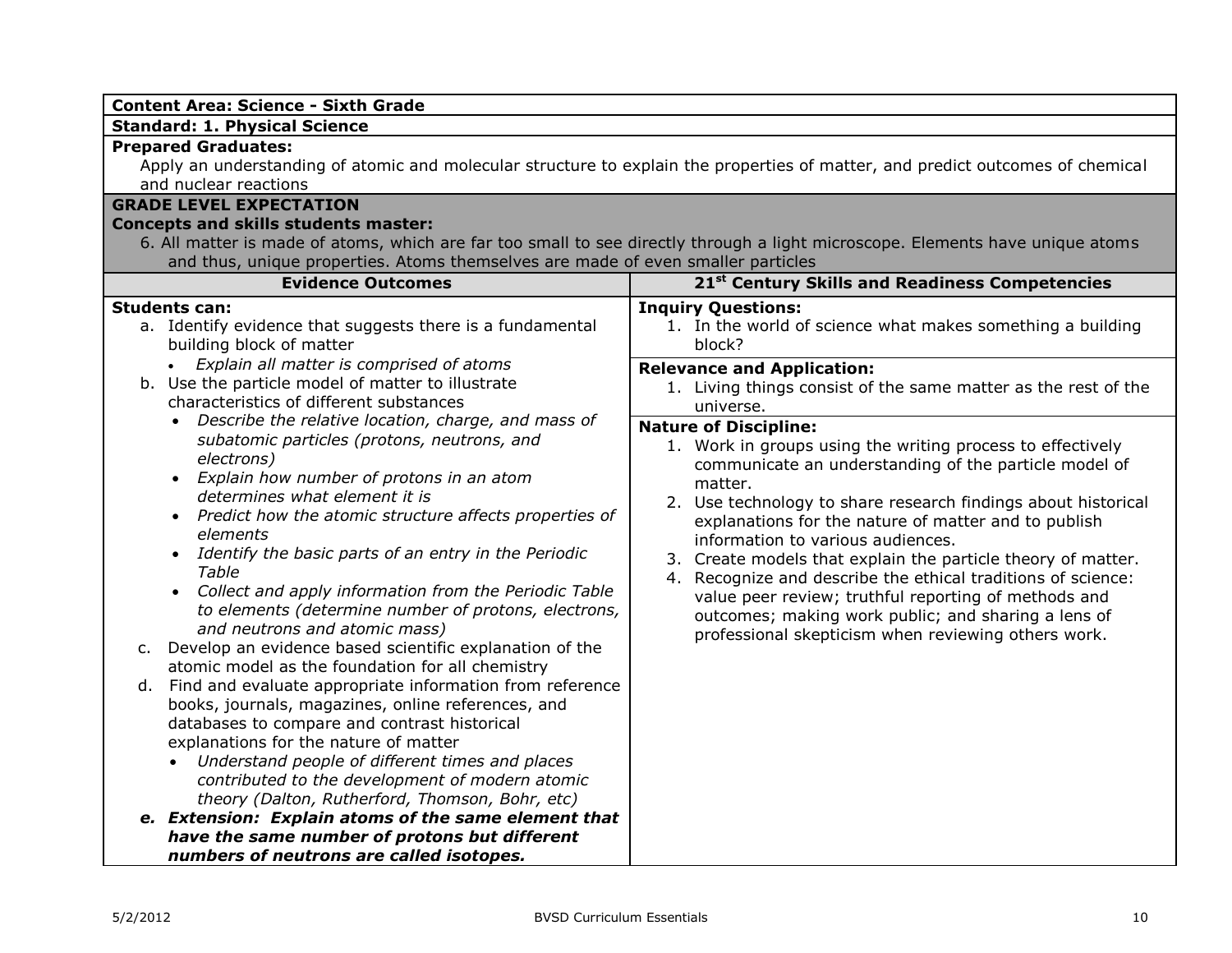**Content Area: Science - Sixth Grade**

**Standard: 1. Physical Science**

**Prepared Graduates:**

Apply an understanding of atomic and molecular structure to explain the properties of matter, and predict outcomes of chemical and nuclear reactions

**GRADE LEVEL EXPECTATION**

**Concepts and skills students master:**

6. All matter is made of atoms, which are far too small to see directly through a light microscope. Elements have unique atoms and thus, unique properties. Atoms themselves are made of even smaller particles

| Evidence Outcomes | 21st Century Skills and Readiness Competencies |
|---|---|
| **Students can:**<br>a. Identify evidence that suggests there is a fundamental building block of matter<br>• *Explain all matter is comprised of atoms*<br>b. Use the particle model of matter to illustrate characteristics of different substances<br>• *Describe the relative location, charge, and mass of subatomic particles (protons, neutrons, and electrons)*<br>• *Explain how number of protons in an atom determines what element it is*<br>• *Predict how the atomic structure affects properties of elements*<br>• *Identify the basic parts of an entry in the Periodic Table*<br>• *Collect and apply information from the Periodic Table to elements (determine number of protons, electrons, and neutrons and atomic mass)*<br>c. Develop an evidence based scientific explanation of the atomic model as the foundation for all chemistry<br>d. Find and evaluate appropriate information from reference books, journals, magazines, online references, and databases to compare and contrast historical explanations for the nature of matter<br>• *Understand people of different times and places contributed to the development of modern atomic theory (Dalton, Rutherford, Thomson, Bohr, etc)*<br>***e. Extension: Explain atoms of the same element that have the same number of protons but different numbers of neutrons are called isotopes.*** | **Inquiry Questions:**<br>1. In the world of science what makes something a building block?<br><br>**Relevance and Application:**<br>1. Living things consist of the same matter as the rest of the universe.<br><br>**Nature of Discipline:**<br>1. Work in groups using the writing process to effectively communicate an understanding of the particle model of matter.<br>2. Use technology to share research findings about historical explanations for the nature of matter and to publish information to various audiences.<br>3. Create models that explain the particle theory of matter.<br>4. Recognize and describe the ethical traditions of science: value peer review; truthful reporting of methods and outcomes; making work public; and sharing a lens of professional skepticism when reviewing others work. |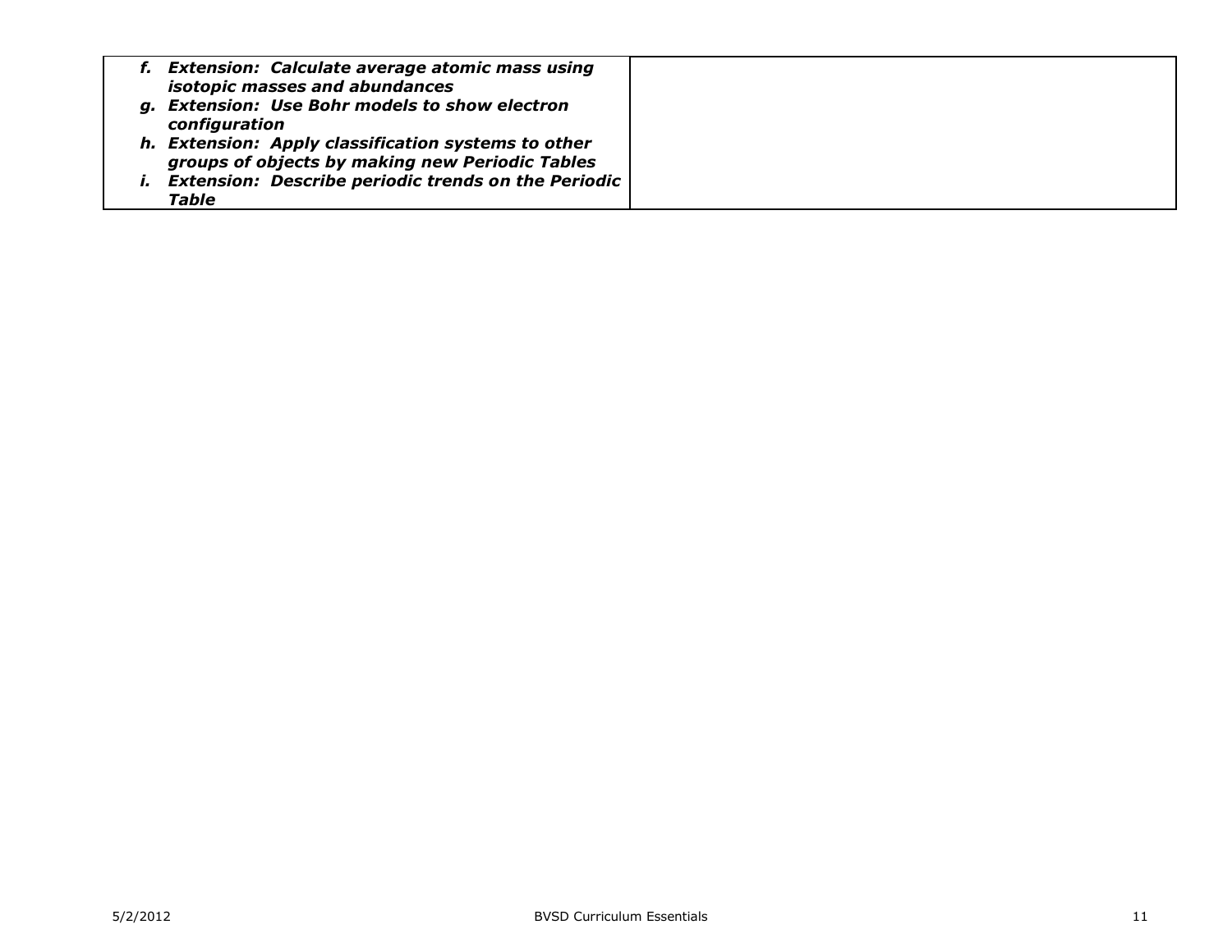| | |
|---|---|
| ***f. Extension: Calculate average atomic mass using isotopic masses and abundances***<br>***g. Extension: Use Bohr models to show electron configuration***<br>***h. Extension: Apply classification systems to other groups of objects by making new Periodic Tables***<br>***i. Extension: Describe periodic trends on the Periodic Table*** | |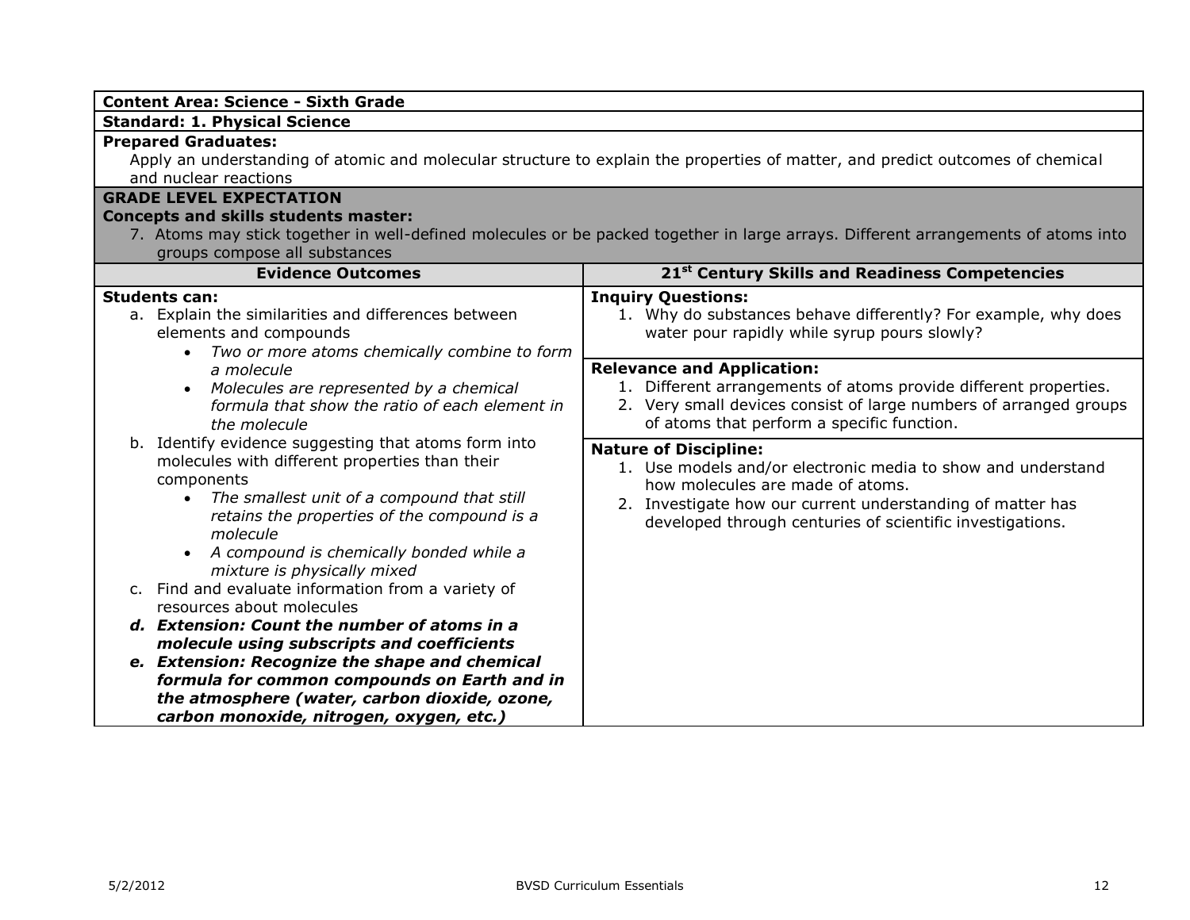**Content Area: Science - Sixth Grade**

**Standard: 1. Physical Science**

**Prepared Graduates:**

Apply an understanding of atomic and molecular structure to explain the properties of matter, and predict outcomes of chemical and nuclear reactions

**GRADE LEVEL EXPECTATION**

**Concepts and skills students master:**

7. Atoms may stick together in well-defined molecules or be packed together in large arrays. Different arrangements of atoms into groups compose all substances

| Evidence Outcomes | 21st Century Skills and Readiness Competencies |
|---|---|
| **Students can:**<br>a. Explain the similarities and differences between elements and compounds<br>• *Two or more atoms chemically combine to form a molecule*<br>• *Molecules are represented by a chemical formula that show the ratio of each element in the molecule*<br>b. Identify evidence suggesting that atoms form into molecules with different properties than their components<br>• *The smallest unit of a compound that still retains the properties of the compound is a molecule*<br>• *A compound is chemically bonded while a mixture is physically mixed*<br>c. Find and evaluate information from a variety of resources about molecules<br>***d. Extension: Count the number of atoms in a molecule using subscripts and coefficients***<br>***e. Extension: Recognize the shape and chemical formula for common compounds on Earth and in the atmosphere (water, carbon dioxide, ozone, carbon monoxide, nitrogen, oxygen, etc.)*** | **Inquiry Questions:**<br>1. Why do substances behave differently? For example, why does water pour rapidly while syrup pours slowly?<br><br>**Relevance and Application:**<br>1. Different arrangements of atoms provide different properties.<br>2. Very small devices consist of large numbers of arranged groups of atoms that perform a specific function.<br><br>**Nature of Discipline:**<br>1. Use models and/or electronic media to show and understand how molecules are made of atoms.<br>2. Investigate how our current understanding of matter has developed through centuries of scientific investigations. |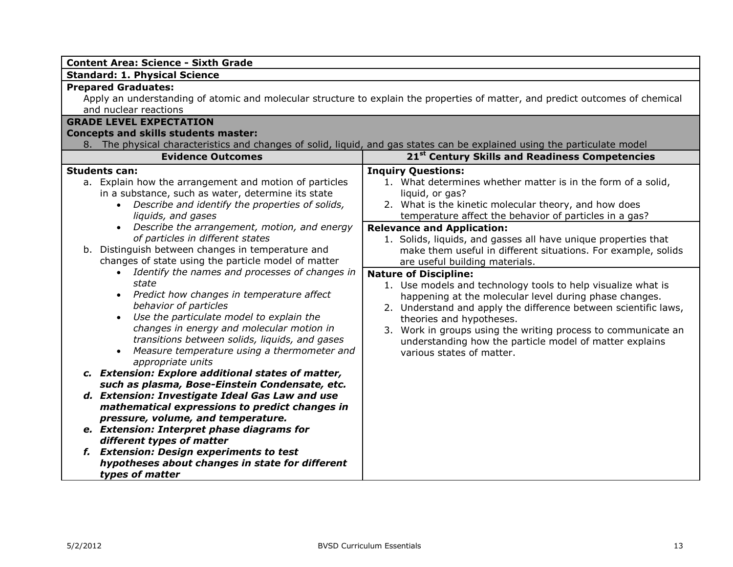**Content Area: Science - Sixth Grade**

**Standard: 1. Physical Science**

**Prepared Graduates:**

Apply an understanding of atomic and molecular structure to explain the properties of matter, and predict outcomes of chemical and nuclear reactions

**GRADE LEVEL EXPECTATION**

**Concepts and skills students master:**

8. The physical characteristics and changes of solid, liquid, and gas states can be explained using the particulate model

| Evidence Outcomes | 21st Century Skills and Readiness Competencies |
|---|---|
| **Students can:**<br>a. Explain how the arrangement and motion of particles in a substance, such as water, determine its state<br>• *Describe and identify the properties of solids, liquids, and gases*<br>• *Describe the arrangement, motion, and energy of particles in different states*<br>b. Distinguish between changes in temperature and changes of state using the particle model of matter<br>• *Identify the names and processes of changes in state*<br>• *Predict how changes in temperature affect behavior of particles*<br>• *Use the particulate model to explain the changes in energy and molecular motion in transitions between solids, liquids, and gases*<br>• *Measure temperature using a thermometer and appropriate units*<br>***c. Extension: Explore additional states of matter, such as plasma, Bose-Einstein Condensate, etc.***<br>***d. Extension: Investigate Ideal Gas Law and use mathematical expressions to predict changes in pressure, volume, and temperature.***<br>***e. Extension: Interpret phase diagrams for different types of matter***<br>***f. Extension: Design experiments to test hypotheses about changes in state for different types of matter*** | **Inquiry Questions:**<br>1. What determines whether matter is in the form of a solid, liquid, or gas?<br>2. What is the kinetic molecular theory, and how does temperature affect the behavior of particles in a gas?<br><br>**Relevance and Application:**<br>1. Solids, liquids, and gasses all have unique properties that make them useful in different situations. For example, solids are useful building materials.<br><br>**Nature of Discipline:**<br>1. Use models and technology tools to help visualize what is happening at the molecular level during phase changes.<br>2. Understand and apply the difference between scientific laws, theories and hypotheses.<br>3. Work in groups using the writing process to communicate an understanding how the particle model of matter explains various states of matter. |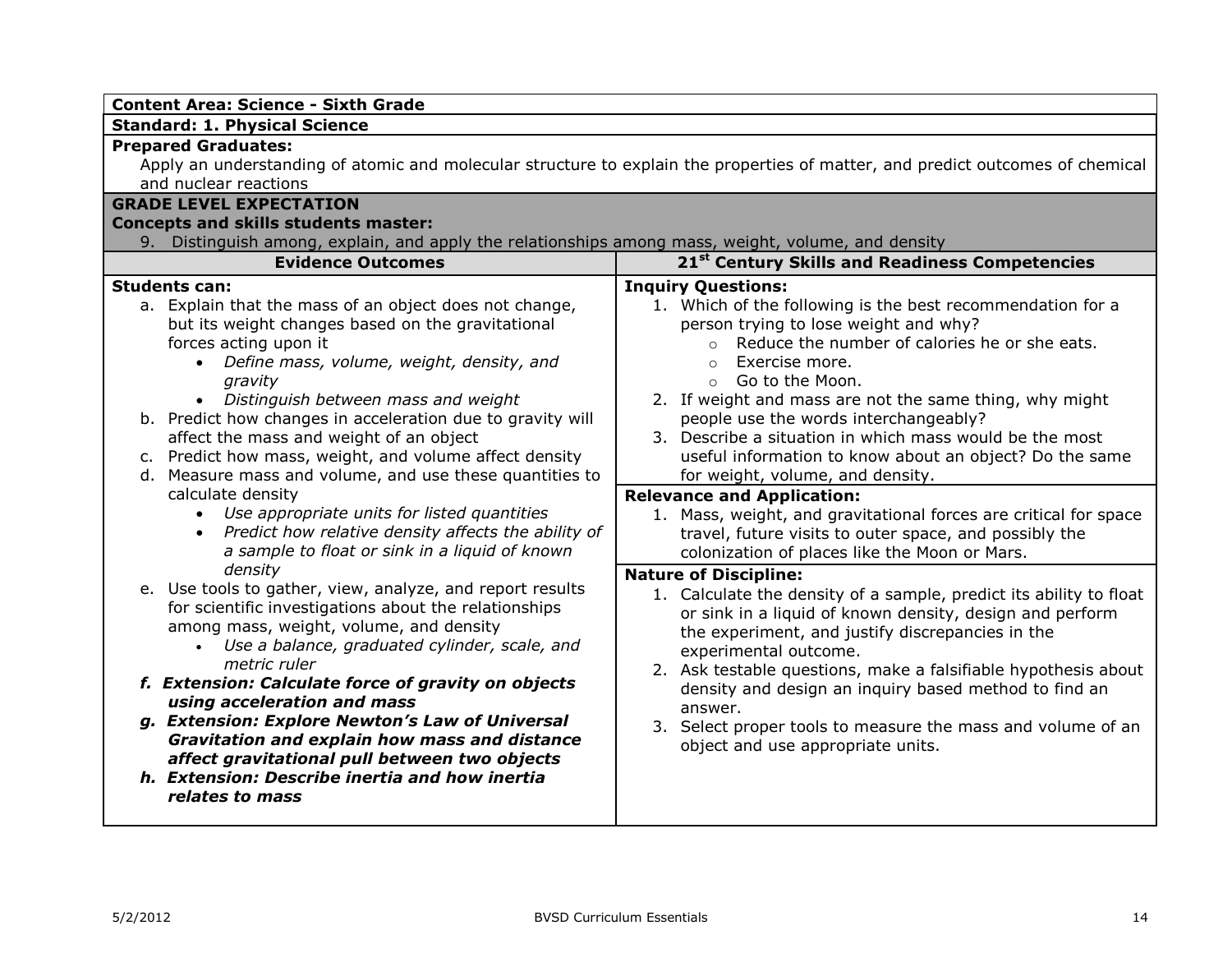**Content Area: Science - Sixth Grade**

**Standard: 1. Physical Science**

**Prepared Graduates:**

Apply an understanding of atomic and molecular structure to explain the properties of matter, and predict outcomes of chemical and nuclear reactions

**GRADE LEVEL EXPECTATION**

**Concepts and skills students master:**

9. Distinguish among, explain, and apply the relationships among mass, weight, volume, and density

| Evidence Outcomes | 21st Century Skills and Readiness Competencies |
|---|---|
| **Students can:**<br>a. Explain that the mass of an object does not change, but its weight changes based on the gravitational forces acting upon it<br>• *Define mass, volume, weight, density, and gravity*<br>• *Distinguish between mass and weight*<br>b. Predict how changes in acceleration due to gravity will affect the mass and weight of an object<br>c. Predict how mass, weight, and volume affect density<br>d. Measure mass and volume, and use these quantities to calculate density<br>• *Use appropriate units for listed quantities*<br>• *Predict how relative density affects the ability of a sample to float or sink in a liquid of known density*<br>e. Use tools to gather, view, analyze, and report results for scientific investigations about the relationships among mass, weight, volume, and density<br>• *Use a balance, graduated cylinder, scale, and metric ruler*<br>***f. Extension: Calculate force of gravity on objects using acceleration and mass***<br>***g. Extension: Explore Newton's Law of Universal Gravitation and explain how mass and distance affect gravitational pull between two objects***<br>***h. Extension: Describe inertia and how inertia relates to mass*** | **Inquiry Questions:**<br>1. Which of the following is the best recommendation for a person trying to lose weight and why?<br>○ Reduce the number of calories he or she eats.<br>○ Exercise more.<br>○ Go to the Moon.<br>2. If weight and mass are not the same thing, why might people use the words interchangeably?<br>3. Describe a situation in which mass would be the most useful information to know about an object? Do the same for weight, volume, and density.<br><br>**Relevance and Application:**<br>1. Mass, weight, and gravitational forces are critical for space travel, future visits to outer space, and possibly the colonization of places like the Moon or Mars.<br><br>**Nature of Discipline:**<br>1. Calculate the density of a sample, predict its ability to float or sink in a liquid of known density, design and perform the experiment, and justify discrepancies in the experimental outcome.<br>2. Ask testable questions, make a falsifiable hypothesis about density and design an inquiry based method to find an answer.<br>3. Select proper tools to measure the mass and volume of an object and use appropriate units. |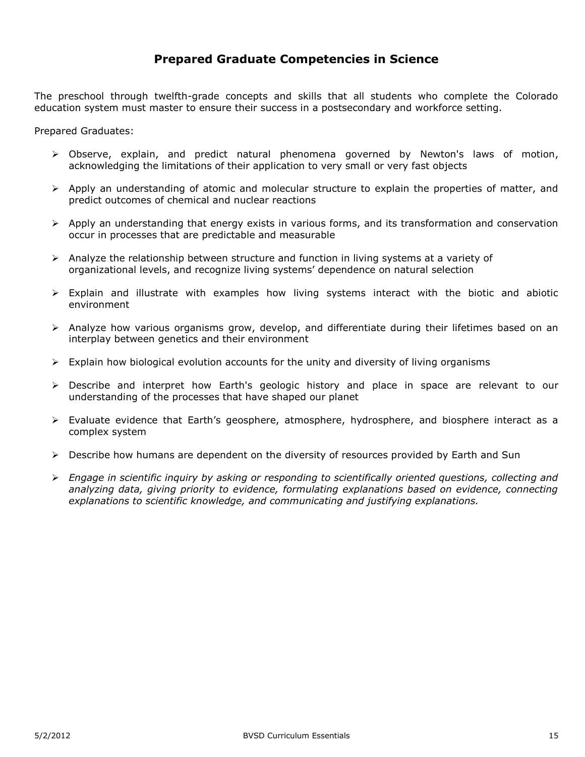## Prepared Graduate Competencies in Science

The preschool through twelfth-grade concepts and skills that all students who complete the Colorado education system must master to ensure their success in a postsecondary and workforce setting.

Prepared Graduates:

- Observe, explain, and predict natural phenomena governed by Newton's laws of motion, acknowledging the limitations of their application to very small or very fast objects
- Apply an understanding of atomic and molecular structure to explain the properties of matter, and predict outcomes of chemical and nuclear reactions
- Apply an understanding that energy exists in various forms, and its transformation and conservation occur in processes that are predictable and measurable
- Analyze the relationship between structure and function in living systems at a variety of organizational levels, and recognize living systems' dependence on natural selection
- Explain and illustrate with examples how living systems interact with the biotic and abiotic environment
- Analyze how various organisms grow, develop, and differentiate during their lifetimes based on an interplay between genetics and their environment
- Explain how biological evolution accounts for the unity and diversity of living organisms
- Describe and interpret how Earth's geologic history and place in space are relevant to our understanding of the processes that have shaped our planet
- Evaluate evidence that Earth's geosphere, atmosphere, hydrosphere, and biosphere interact as a complex system
- Describe how humans are dependent on the diversity of resources provided by Earth and Sun
- *Engage in scientific inquiry by asking or responding to scientifically oriented questions, collecting and analyzing data, giving priority to evidence, formulating explanations based on evidence, connecting explanations to scientific knowledge, and communicating and justifying explanations.*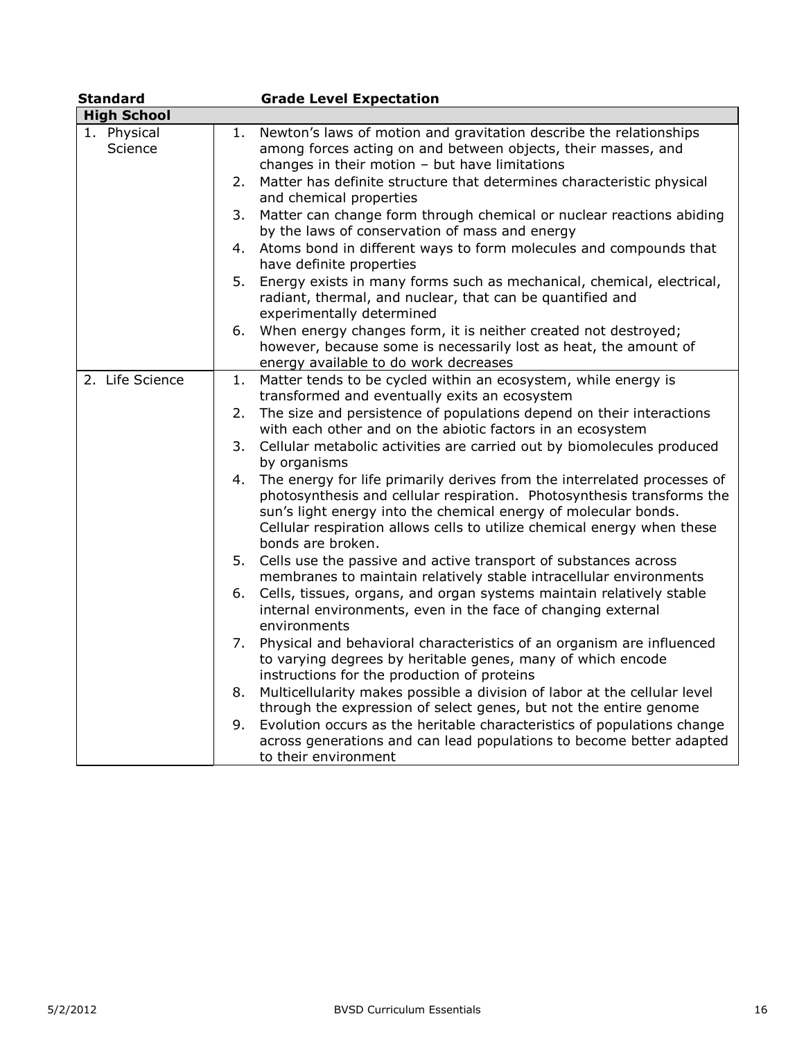| Standard | Grade Level Expectation |
|---|---|
| **High School** | |
| 1. Physical Science | 1. Newton's laws of motion and gravitation describe the relationships among forces acting on and between objects, their masses, and changes in their motion – but have limitations<br>2. Matter has definite structure that determines characteristic physical and chemical properties<br>3. Matter can change form through chemical or nuclear reactions abiding by the laws of conservation of mass and energy<br>4. Atoms bond in different ways to form molecules and compounds that have definite properties<br>5. Energy exists in many forms such as mechanical, chemical, electrical, radiant, thermal, and nuclear, that can be quantified and experimentally determined<br>6. When energy changes form, it is neither created not destroyed; however, because some is necessarily lost as heat, the amount of energy available to do work decreases |
| 2. Life Science | 1. Matter tends to be cycled within an ecosystem, while energy is transformed and eventually exits an ecosystem<br>2. The size and persistence of populations depend on their interactions with each other and on the abiotic factors in an ecosystem<br>3. Cellular metabolic activities are carried out by biomolecules produced by organisms<br>4. The energy for life primarily derives from the interrelated processes of photosynthesis and cellular respiration. Photosynthesis transforms the sun's light energy into the chemical energy of molecular bonds. Cellular respiration allows cells to utilize chemical energy when these bonds are broken.<br>5. Cells use the passive and active transport of substances across membranes to maintain relatively stable intracellular environments<br>6. Cells, tissues, organs, and organ systems maintain relatively stable internal environments, even in the face of changing external environments<br>7. Physical and behavioral characteristics of an organism are influenced to varying degrees by heritable genes, many of which encode instructions for the production of proteins<br>8. Multicellularity makes possible a division of labor at the cellular level through the expression of select genes, but not the entire genome<br>9. Evolution occurs as the heritable characteristics of populations change across generations and can lead populations to become better adapted to their environment |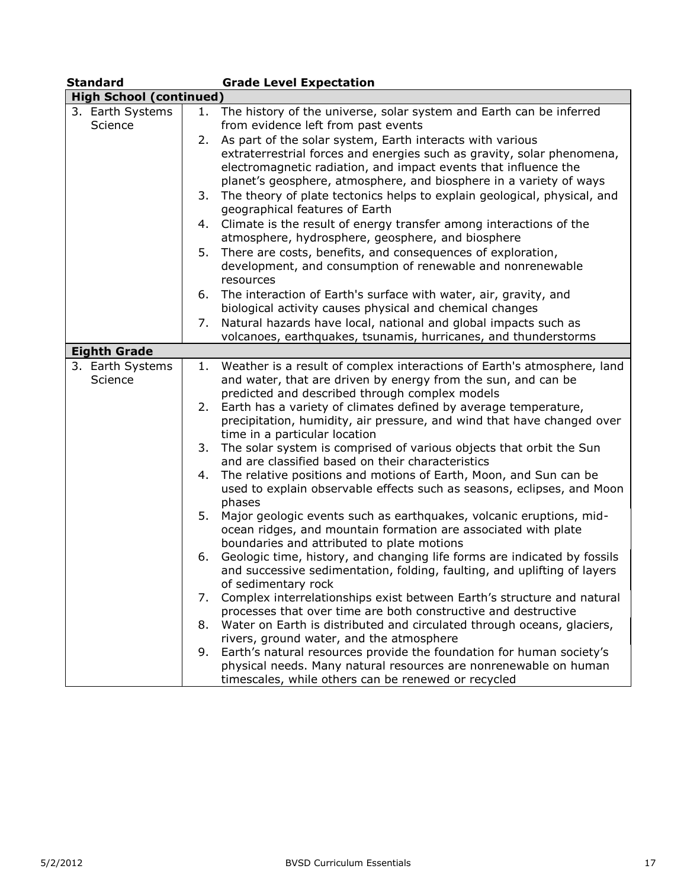| Standard | Grade Level Expectation |
|---|---|
| **High School (continued)** | |
| 3. Earth Systems Science | 1. The history of the universe, solar system and Earth can be inferred from evidence left from past events |
| | 2. As part of the solar system, Earth interacts with various extraterrestrial forces and energies such as gravity, solar phenomena, electromagnetic radiation, and impact events that influence the planet's geosphere, atmosphere, and biosphere in a variety of ways |
| | 3. The theory of plate tectonics helps to explain geological, physical, and geographical features of Earth |
| | 4. Climate is the result of energy transfer among interactions of the atmosphere, hydrosphere, geosphere, and biosphere |
| | 5. There are costs, benefits, and consequences of exploration, development, and consumption of renewable and nonrenewable resources |
| | 6. The interaction of Earth's surface with water, air, gravity, and biological activity causes physical and chemical changes |
| | 7. Natural hazards have local, national and global impacts such as volcanoes, earthquakes, tsunamis, hurricanes, and thunderstorms |
| **Eighth Grade** | |
| 3. Earth Systems Science | 1. Weather is a result of complex interactions of Earth's atmosphere, land and water, that are driven by energy from the sun, and can be predicted and described through complex models |
| | 2. Earth has a variety of climates defined by average temperature, precipitation, humidity, air pressure, and wind that have changed over time in a particular location |
| | 3. The solar system is comprised of various objects that orbit the Sun and are classified based on their characteristics |
| | 4. The relative positions and motions of Earth, Moon, and Sun can be used to explain observable effects such as seasons, eclipses, and Moon phases |
| | 5. Major geologic events such as earthquakes, volcanic eruptions, mid-ocean ridges, and mountain formation are associated with plate boundaries and attributed to plate motions |
| | 6. Geologic time, history, and changing life forms are indicated by fossils and successive sedimentation, folding, faulting, and uplifting of layers of sedimentary rock |
| | 7. Complex interrelationships exist between Earth's structure and natural processes that over time are both constructive and destructive |
| | 8. Water on Earth is distributed and circulated through oceans, glaciers, rivers, ground water, and the atmosphere |
| | 9. Earth's natural resources provide the foundation for human society's physical needs. Many natural resources are nonrenewable on human timescales, while others can be renewed or recycled |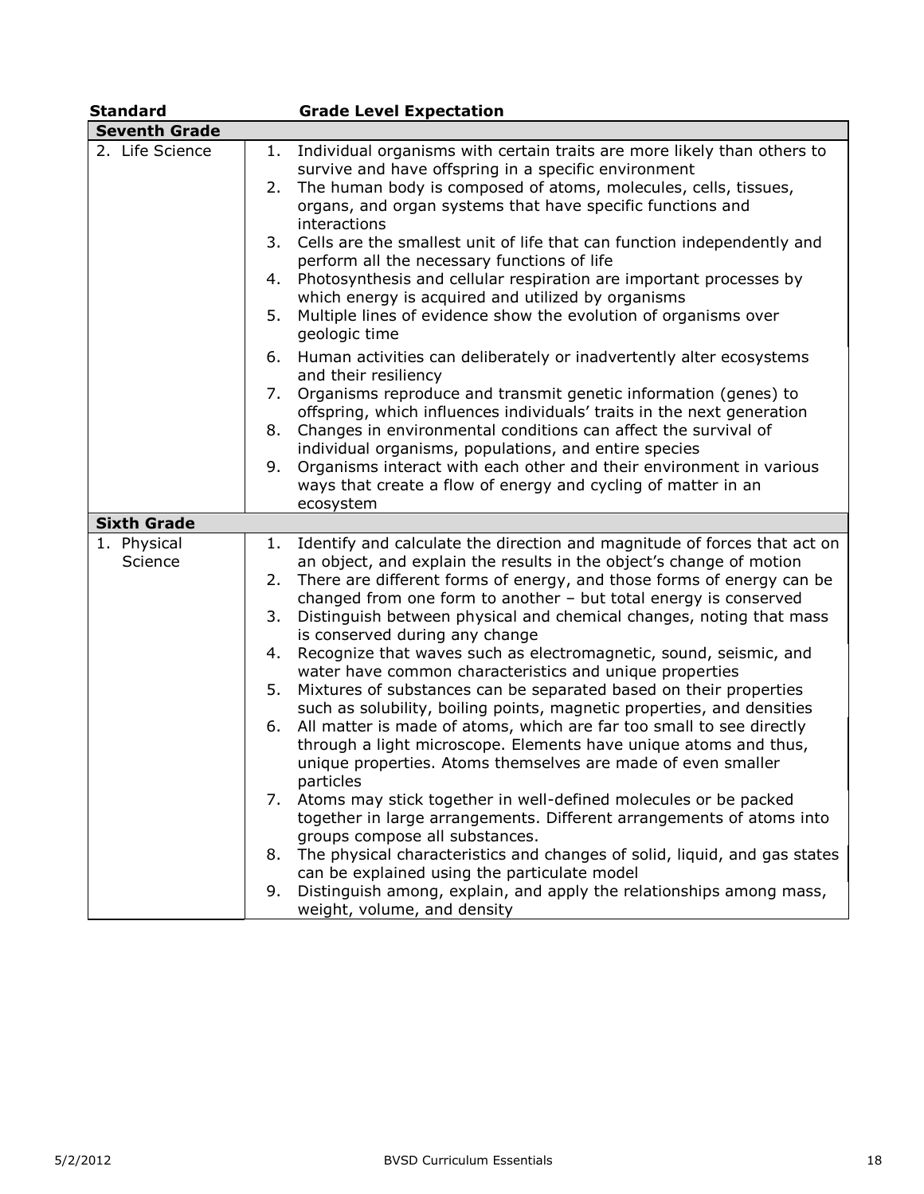| Standard | Grade Level Expectation |
| --- | --- |
| **Seventh Grade** | |
| 2. Life Science | 1. Individual organisms with certain traits are more likely than others to survive and have offspring in a specific environment<br>2. The human body is composed of atoms, molecules, cells, tissues, organs, and organ systems that have specific functions and interactions<br>3. Cells are the smallest unit of life that can function independently and perform all the necessary functions of life<br>4. Photosynthesis and cellular respiration are important processes by which energy is acquired and utilized by organisms<br>5. Multiple lines of evidence show the evolution of organisms over geologic time<br>6. Human activities can deliberately or inadvertently alter ecosystems and their resiliency<br>7. Organisms reproduce and transmit genetic information (genes) to offspring, which influences individuals' traits in the next generation<br>8. Changes in environmental conditions can affect the survival of individual organisms, populations, and entire species<br>9. Organisms interact with each other and their environment in various ways that create a flow of energy and cycling of matter in an ecosystem |
| **Sixth Grade** | |
| 1. Physical Science | 1. Identify and calculate the direction and magnitude of forces that act on an object, and explain the results in the object's change of motion<br>2. There are different forms of energy, and those forms of energy can be changed from one form to another – but total energy is conserved<br>3. Distinguish between physical and chemical changes, noting that mass is conserved during any change<br>4. Recognize that waves such as electromagnetic, sound, seismic, and water have common characteristics and unique properties<br>5. Mixtures of substances can be separated based on their properties such as solubility, boiling points, magnetic properties, and densities<br>6. All matter is made of atoms, which are far too small to see directly through a light microscope. Elements have unique atoms and thus, unique properties. Atoms themselves are made of even smaller particles<br>7. Atoms may stick together in well-defined molecules or be packed together in large arrangements. Different arrangements of atoms into groups compose all substances.<br>8. The physical characteristics and changes of solid, liquid, and gas states can be explained using the particulate model<br>9. Distinguish among, explain, and apply the relationships among mass, weight, volume, and density |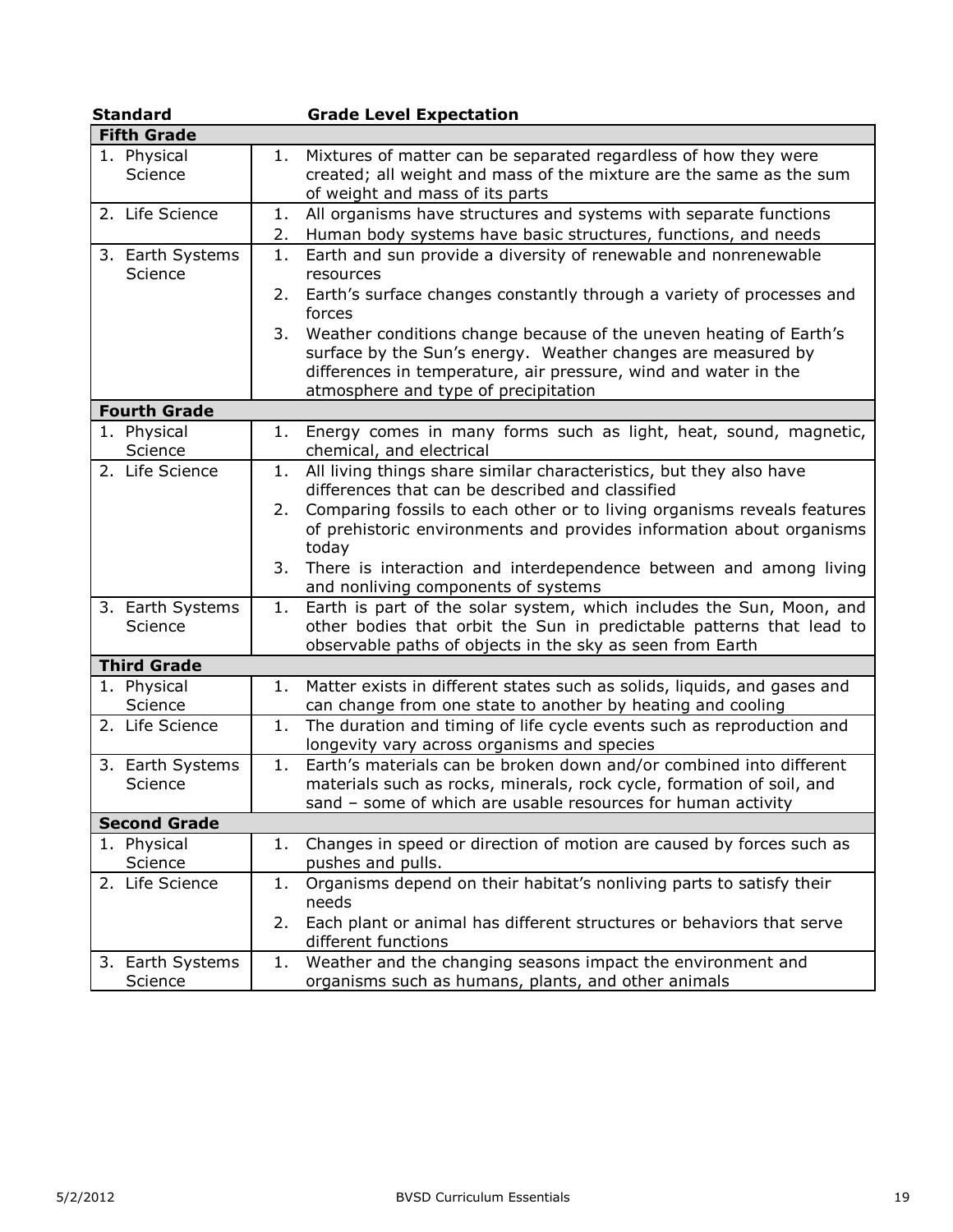| Standard | Grade Level Expectation |
|---|---|
| **Fifth Grade** | |
| 1. Physical Science | 1. Mixtures of matter can be separated regardless of how they were created; all weight and mass of the mixture are the same as the sum of weight and mass of its parts |
| 2. Life Science | 1. All organisms have structures and systems with separate functions<br>2. Human body systems have basic structures, functions, and needs |
| 3. Earth Systems Science | 1. Earth and sun provide a diversity of renewable and nonrenewable resources<br>2. Earth's surface changes constantly through a variety of processes and forces<br>3. Weather conditions change because of the uneven heating of Earth's surface by the Sun's energy. Weather changes are measured by differences in temperature, air pressure, wind and water in the atmosphere and type of precipitation |
| **Fourth Grade** | |
| 1. Physical Science | 1. Energy comes in many forms such as light, heat, sound, magnetic, chemical, and electrical |
| 2. Life Science | 1. All living things share similar characteristics, but they also have differences that can be described and classified<br>2. Comparing fossils to each other or to living organisms reveals features of prehistoric environments and provides information about organisms today<br>3. There is interaction and interdependence between and among living and nonliving components of systems |
| 3. Earth Systems Science | 1. Earth is part of the solar system, which includes the Sun, Moon, and other bodies that orbit the Sun in predictable patterns that lead to observable paths of objects in the sky as seen from Earth |
| **Third Grade** | |
| 1. Physical Science | 1. Matter exists in different states such as solids, liquids, and gases and can change from one state to another by heating and cooling |
| 2. Life Science | 1. The duration and timing of life cycle events such as reproduction and longevity vary across organisms and species |
| 3. Earth Systems Science | 1. Earth's materials can be broken down and/or combined into different materials such as rocks, minerals, rock cycle, formation of soil, and sand – some of which are usable resources for human activity |
| **Second Grade** | |
| 1. Physical Science | 1. Changes in speed or direction of motion are caused by forces such as pushes and pulls. |
| 2. Life Science | 1. Organisms depend on their habitat's nonliving parts to satisfy their needs<br>2. Each plant or animal has different structures or behaviors that serve different functions |
| 3. Earth Systems Science | 1. Weather and the changing seasons impact the environment and organisms such as humans, plants, and other animals |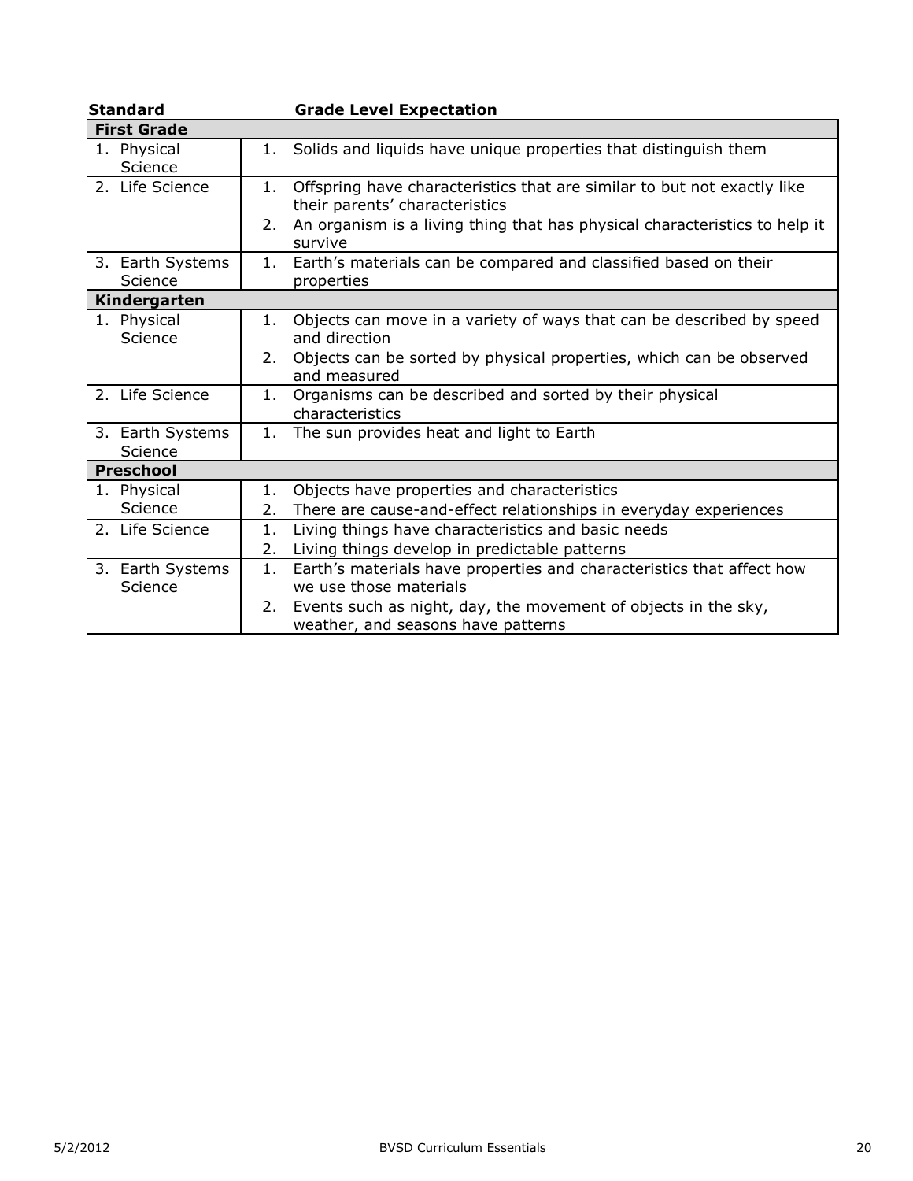| Standard | Grade Level Expectation |
|---|---|
| **First Grade** | |
| 1. Physical Science | 1. Solids and liquids have unique properties that distinguish them |
| 2. Life Science | 1. Offspring have characteristics that are similar to but not exactly like their parents' characteristics<br>2. An organism is a living thing that has physical characteristics to help it survive |
| 3. Earth Systems Science | 1. Earth's materials can be compared and classified based on their properties |
| **Kindergarten** | |
| 1. Physical Science | 1. Objects can move in a variety of ways that can be described by speed and direction<br>2. Objects can be sorted by physical properties, which can be observed and measured |
| 2. Life Science | 1. Organisms can be described and sorted by their physical characteristics |
| 3. Earth Systems Science | 1. The sun provides heat and light to Earth |
| **Preschool** | |
| 1. Physical Science | 1. Objects have properties and characteristics<br>2. There are cause-and-effect relationships in everyday experiences |
| 2. Life Science | 1. Living things have characteristics and basic needs<br>2. Living things develop in predictable patterns |
| 3. Earth Systems Science | 1. Earth's materials have properties and characteristics that affect how we use those materials<br>2. Events such as night, day, the movement of objects in the sky, weather, and seasons have patterns |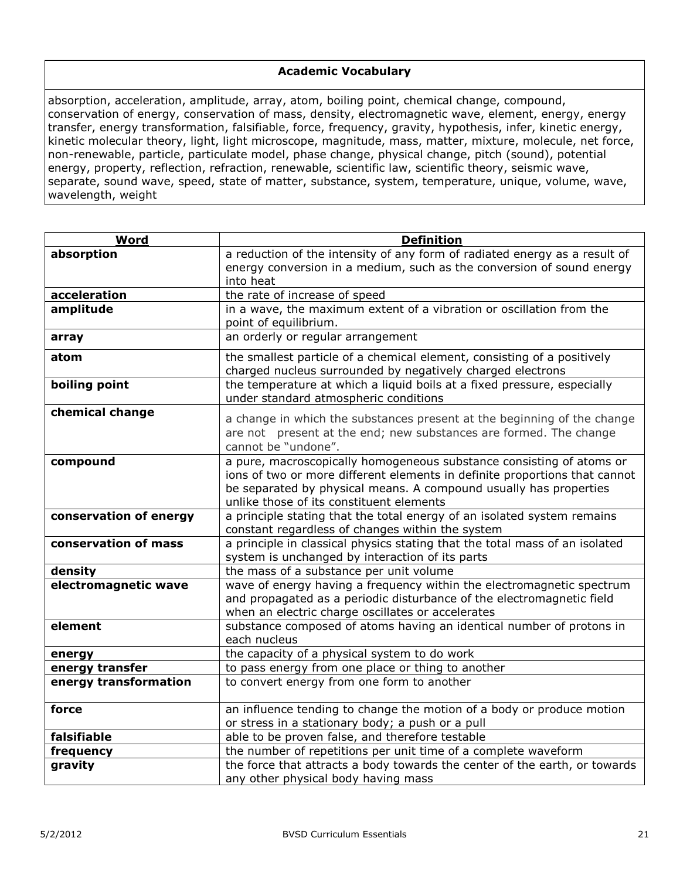| Academic Vocabulary |
|---|
| absorption, acceleration, amplitude, array, atom, boiling point, chemical change, compound, conservation of energy, conservation of mass, density, electromagnetic wave, element, energy, energy transfer, energy transformation, falsifiable, force, frequency, gravity, hypothesis, infer, kinetic energy, kinetic molecular theory, light, light microscope, magnitude, mass, matter, mixture, molecule, net force, non-renewable, particle, particulate model, phase change, physical change, pitch (sound), potential energy, property, reflection, refraction, renewable, scientific law, scientific theory, seismic wave, separate, sound wave, speed, state of matter, substance, system, temperature, unique, volume, wave, wavelength, weight |

| Word | Definition |
|---|---|
| **absorption** | a reduction of the intensity of any form of radiated energy as a result of energy conversion in a medium, such as the conversion of sound energy into heat |
| **acceleration** | the rate of increase of speed |
| **amplitude** | in a wave, the maximum extent of a vibration or oscillation from the point of equilibrium. |
| **array** | an orderly or regular arrangement |
| **atom** | the smallest particle of a chemical element, consisting of a positively charged nucleus surrounded by negatively charged electrons |
| **boiling point** | the temperature at which a liquid boils at a fixed pressure, especially under standard atmospheric conditions |
| **chemical change** | a change in which the substances present at the beginning of the change are not present at the end; new substances are formed. The change cannot be "undone". |
| **compound** | a pure, macroscopically homogeneous substance consisting of atoms or ions of two or more different elements in definite proportions that cannot be separated by physical means. A compound usually has properties unlike those of its constituent elements |
| **conservation of energy** | a principle stating that the total energy of an isolated system remains constant regardless of changes within the system |
| **conservation of mass** | a principle in classical physics stating that the total mass of an isolated system is unchanged by interaction of its parts |
| **density** | the mass of a substance per unit volume |
| **electromagnetic wave** | wave of energy having a frequency within the electromagnetic spectrum and propagated as a periodic disturbance of the electromagnetic field when an electric charge oscillates or accelerates |
| **element** | substance composed of atoms having an identical number of protons in each nucleus |
| **energy** | the capacity of a physical system to do work |
| **energy transfer** | to pass energy from one place or thing to another |
| **energy transformation** | to convert energy from one form to another |
| **force** | an influence tending to change the motion of a body or produce motion or stress in a stationary body; a push or a pull |
| **falsifiable** | able to be proven false, and therefore testable |
| **frequency** | the number of repetitions per unit time of a complete waveform |
| **gravity** | the force that attracts a body towards the center of the earth, or towards any other physical body having mass |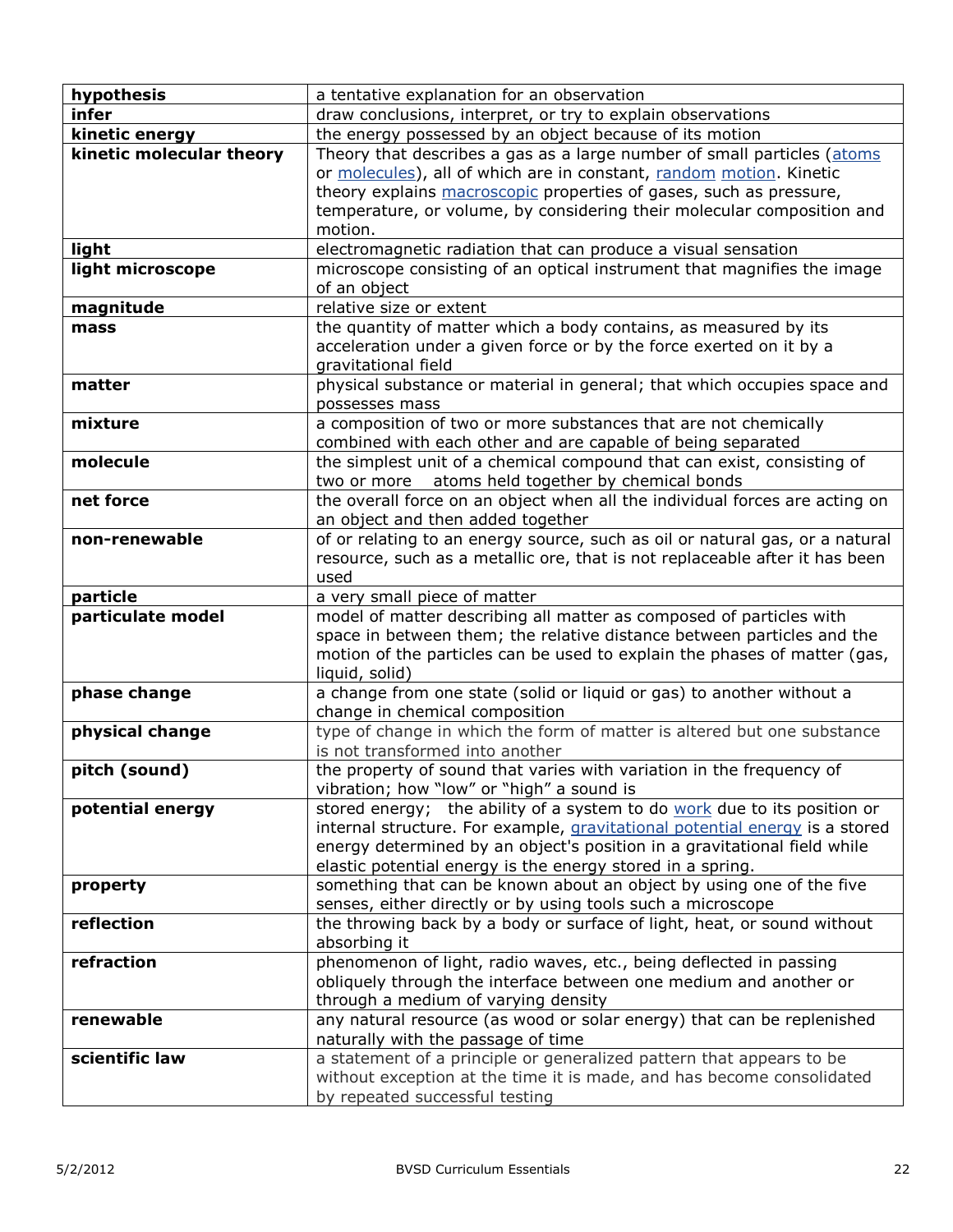| | |
|---|---|
| **hypothesis** | a tentative explanation for an observation |
| **infer** | draw conclusions, interpret, or try to explain observations |
| **kinetic energy** | the energy possessed by an object because of its motion |
| **kinetic molecular theory** | Theory that describes a gas as a large number of small particles (atoms or molecules), all of which are in constant, random motion. Kinetic theory explains macroscopic properties of gases, such as pressure, temperature, or volume, by considering their molecular composition and motion. |
| **light** | electromagnetic radiation that can produce a visual sensation |
| **light microscope** | microscope consisting of an optical instrument that magnifies the image of an object |
| **magnitude** | relative size or extent |
| **mass** | the quantity of matter which a body contains, as measured by its acceleration under a given force or by the force exerted on it by a gravitational field |
| **matter** | physical substance or material in general; that which occupies space and possesses mass |
| **mixture** | a composition of two or more substances that are not chemically combined with each other and are capable of being separated |
| **molecule** | the simplest unit of a chemical compound that can exist, consisting of two or more atoms held together by chemical bonds |
| **net force** | the overall force on an object when all the individual forces are acting on an object and then added together |
| **non-renewable** | of or relating to an energy source, such as oil or natural gas, or a natural resource, such as a metallic ore, that is not replaceable after it has been used |
| **particle** | a very small piece of matter |
| **particulate model** | model of matter describing all matter as composed of particles with space in between them; the relative distance between particles and the motion of the particles can be used to explain the phases of matter (gas, liquid, solid) |
| **phase change** | a change from one state (solid or liquid or gas) to another without a change in chemical composition |
| **physical change** | type of change in which the form of matter is altered but one substance is not transformed into another |
| **pitch (sound)** | the property of sound that varies with variation in the frequency of vibration; how "low" or "high" a sound is |
| **potential energy** | stored energy; the ability of a system to do work due to its position or internal structure. For example, gravitational potential energy is a stored energy determined by an object's position in a gravitational field while elastic potential energy is the energy stored in a spring. |
| **property** | something that can be known about an object by using one of the five senses, either directly or by using tools such a microscope |
| **reflection** | the throwing back by a body or surface of light, heat, or sound without absorbing it |
| **refraction** | phenomenon of light, radio waves, etc., being deflected in passing obliquely through the interface between one medium and another or through a medium of varying density |
| **renewable** | any natural resource (as wood or solar energy) that can be replenished naturally with the passage of time |
| **scientific law** | a statement of a principle or generalized pattern that appears to be without exception at the time it is made, and has become consolidated by repeated successful testing |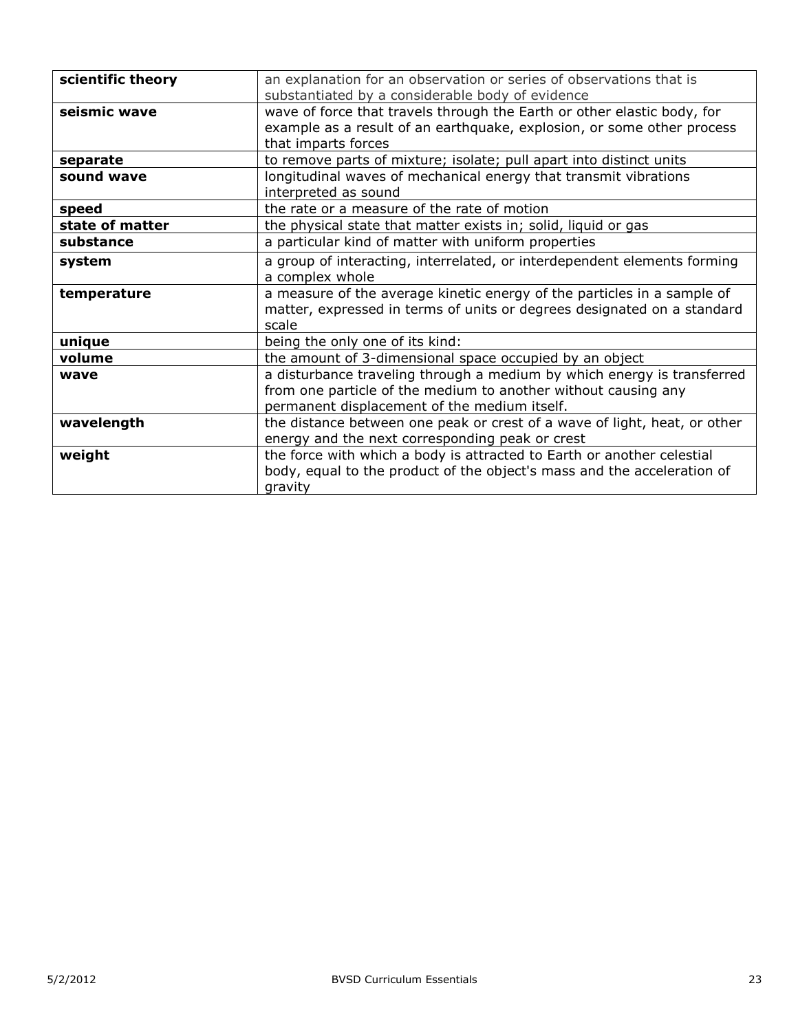| **scientific theory** | an explanation for an observation or series of observations that is substantiated by a considerable body of evidence |
|---|---|
| **seismic wave** | wave of force that travels through the Earth or other elastic body, for example as a result of an earthquake, explosion, or some other process that imparts forces |
| **separate** | to remove parts of mixture; isolate; pull apart into distinct units |
| **sound wave** | longitudinal waves of mechanical energy that transmit vibrations interpreted as sound |
| **speed** | the rate or a measure of the rate of motion |
| **state of matter** | the physical state that matter exists in; solid, liquid or gas |
| **substance** | a particular kind of matter with uniform properties |
| **system** | a group of interacting, interrelated, or interdependent elements forming a complex whole |
| **temperature** | a measure of the average kinetic energy of the particles in a sample of matter, expressed in terms of units or degrees designated on a standard scale |
| **unique** | being the only one of its kind: |
| **volume** | the amount of 3-dimensional space occupied by an object |
| **wave** | a disturbance traveling through a medium by which energy is transferred from one particle of the medium to another without causing any permanent displacement of the medium itself. |
| **wavelength** | the distance between one peak or crest of a wave of light, heat, or other energy and the next corresponding peak or crest |
| **weight** | the force with which a body is attracted to Earth or another celestial body, equal to the product of the object's mass and the acceleration of gravity |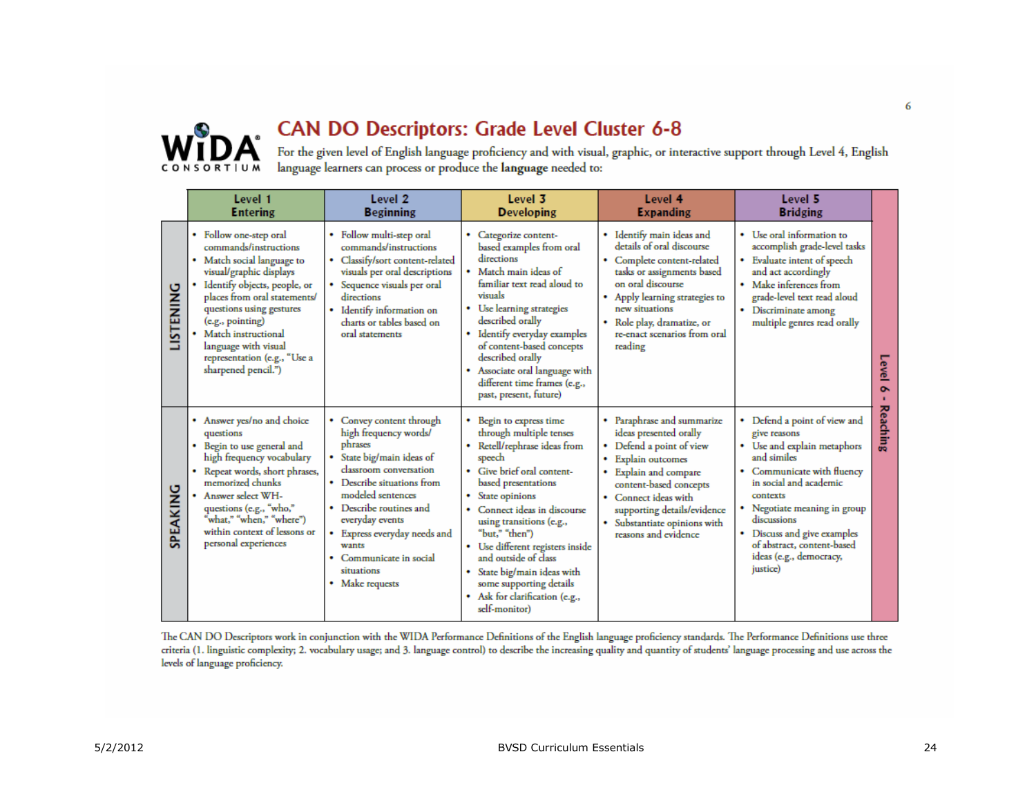# CAN DO Descriptors: Grade Level Cluster 6-8

For the given level of English language proficiency and with visual, graphic, or interactive support through Level 4, English language learners can process or produce the **language** needed to:

| | Level 1 Entering | Level 2 Beginning | Level 3 Developing | Level 4 Expanding | Level 5 Bridging | Level 6 - Reaching |
|---|---|---|---|---|---|---|
| **LISTENING** | • Follow one-step oral commands/instructions<br>• Match social language to visual/graphic displays<br>• Identify objects, people, or places from oral statements/ questions using gestures (e.g., pointing)<br>• Match instructional language with visual representation (e.g., "Use a sharpened pencil.") | • Follow multi-step oral commands/instructions<br>• Classify/sort content-related visuals per oral descriptions<br>• Sequence visuals per oral directions<br>• Identify information on charts or tables based on oral statements | • Categorize content-based examples from oral directions<br>• Match main ideas of familiar text read aloud to visuals<br>• Use learning strategies described orally<br>• Identify everyday examples of content-based concepts described orally<br>• Associate oral language with different time frames (e.g., past, present, future) | • Identify main ideas and details of oral discourse<br>• Complete content-related tasks or assignments based on oral discourse<br>• Apply learning strategies to new situations<br>• Role play, dramatize, or re-enact scenarios from oral reading | • Use oral information to accomplish grade-level tasks<br>• Evaluate intent of speech and act accordingly<br>• Make inferences from grade-level text read aloud<br>• Discriminate among multiple genres read orally | |
| **SPEAKING** | • Answer yes/no and choice questions<br>• Begin to use general and high frequency vocabulary<br>• Repeat words, short phrases, memorized chunks<br>• Answer select WH-questions (e.g., "who," "what," "when," "where") within context of lessons or personal experiences | • Convey content through high frequency words/ phrases<br>• State big/main ideas of classroom conversation<br>• Describe situations from modeled sentences<br>• Describe routines and everyday events<br>• Express everyday needs and wants<br>• Communicate in social situations<br>• Make requests | • Begin to express time through multiple tenses<br>• Retell/rephrase ideas from speech<br>• Give brief oral content-based presentations<br>• State opinions<br>• Connect ideas in discourse using transitions (e.g., "but," "then")<br>• Use different registers inside and outside of class<br>• State big/main ideas with some supporting details<br>• Ask for clarification (e.g., self-monitor) | • Paraphrase and summarize ideas presented orally<br>• Defend a point of view<br>• Explain outcomes<br>• Explain and compare content-based concepts<br>• Connect ideas with supporting details/evidence<br>• Substantiate opinions with reasons and evidence | • Defend a point of view and give reasons<br>• Use and explain metaphors and similes<br>• Communicate with fluency in social and academic contexts<br>• Negotiate meaning in group discussions<br>• Discuss and give examples of abstract, content-based ideas (e.g., democracy, justice) | |

The CAN DO Descriptors work in conjunction with the WIDA Performance Definitions of the English language proficiency standards. The Performance Definitions use three criteria (1. linguistic complexity; 2. vocabulary usage; and 3. language control) to describe the increasing quality and quantity of students' language processing and use across the levels of language proficiency.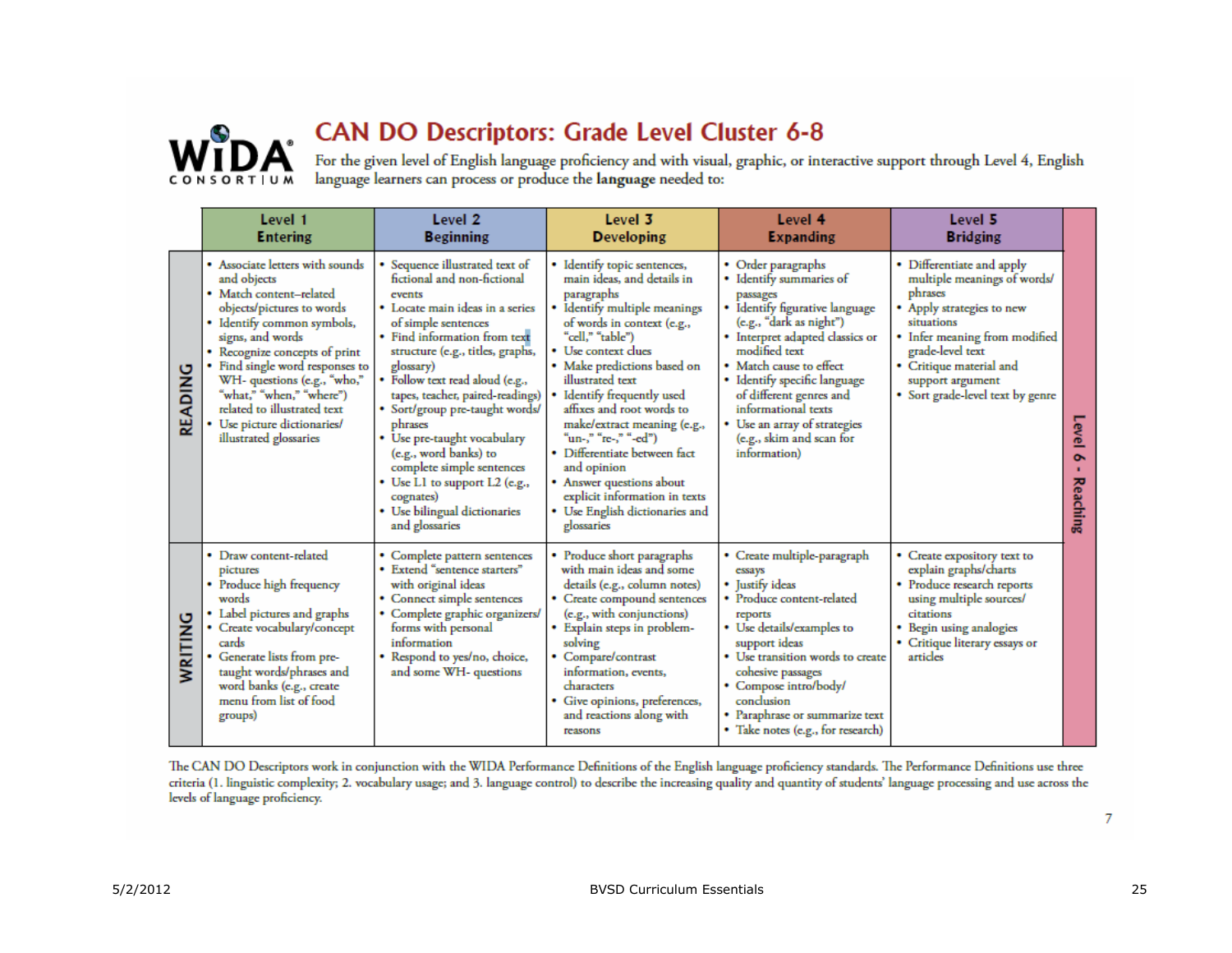WIDA CONSORTIUM

# CAN DO Descriptors: Grade Level Cluster 6-8

For the given level of English language proficiency and with visual, graphic, or interactive support through Level 4, English language learners can process or produce the **language** needed to:

| | Level 1 Entering | Level 2 Beginning | Level 3 Developing | Level 4 Expanding | Level 5 Bridging | Level 6 - Reaching |
|---|---|---|---|---|---|---|
| **READING** | • Associate letters with sounds and objects<br>• Match content–related objects/pictures to words<br>• Identify common symbols, signs, and words<br>• Recognize concepts of print<br>• Find single word responses to WH- questions (e.g., "who," "what," "when," "where") related to illustrated text<br>• Use picture dictionaries/ illustrated glossaries | • Sequence illustrated text of fictional and non-fictional events<br>• Locate main ideas in a series of simple sentences<br>• Find information from text structure (e.g., titles, graphs, glossary)<br>• Follow text read aloud (e.g., tapes, teacher, paired-readings)<br>• Sort/group pre-taught words/ phrases<br>• Use pre-taught vocabulary (e.g., word banks) to complete simple sentences<br>• Use L1 to support L2 (e.g., cognates)<br>• Use bilingual dictionaries and glossaries | • Identify topic sentences, main ideas, and details in paragraphs<br>• Identify multiple meanings of words in context (e.g., "cell," "table")<br>• Use context clues<br>• Make predictions based on illustrated text<br>• Identify frequently used affixes and root words to make/extract meaning (e.g., "un-," "re-," "-ed")<br>• Differentiate between fact and opinion<br>• Answer questions about explicit information in texts<br>• Use English dictionaries and glossaries | • Order paragraphs<br>• Identify summaries of passages<br>• Identify figurative language (e.g., "dark as night")<br>• Interpret adapted classics or modified text<br>• Match cause to effect<br>• Identify specific language of different genres and informational texts<br>• Use an array of strategies (e.g., skim and scan for information) | • Differentiate and apply multiple meanings of words/ phrases<br>• Apply strategies to new situations<br>• Infer meaning from modified grade-level text<br>• Critique material and support argument<br>• Sort grade-level text by genre | |
| **WRITING** | • Draw content-related pictures<br>• Produce high frequency words<br>• Label pictures and graphs<br>• Create vocabulary/concept cards<br>• Generate lists from pre-taught words/phrases and word banks (e.g., create menu from list of food groups) | • Complete pattern sentences<br>• Extend "sentence starters" with original ideas<br>• Connect simple sentences<br>• Complete graphic organizers/ forms with personal information<br>• Respond to yes/no, choice, and some WH- questions | • Produce short paragraphs with main ideas and some details (e.g., column notes)<br>• Create compound sentences (e.g., with conjunctions)<br>• Explain steps in problem-solving<br>• Compare/contrast information, events, characters<br>• Give opinions, preferences, and reactions along with reasons | • Create multiple-paragraph essays<br>• Justify ideas<br>• Produce content-related reports<br>• Use details/examples to support ideas<br>• Use transition words to create cohesive passages<br>• Compose intro/body/ conclusion<br>• Paraphrase or summarize text<br>• Take notes (e.g., for research) | • Create expository text to explain graphs/charts<br>• Produce research reports using multiple sources/ citations<br>• Begin using analogies<br>• Critique literary essays or articles | |

The CAN DO Descriptors work in conjunction with the WIDA Performance Definitions of the English language proficiency standards. The Performance Definitions use three criteria (1. linguistic complexity; 2. vocabulary usage; and 3. language control) to describe the increasing quality and quantity of students' language processing and use across the levels of language proficiency.